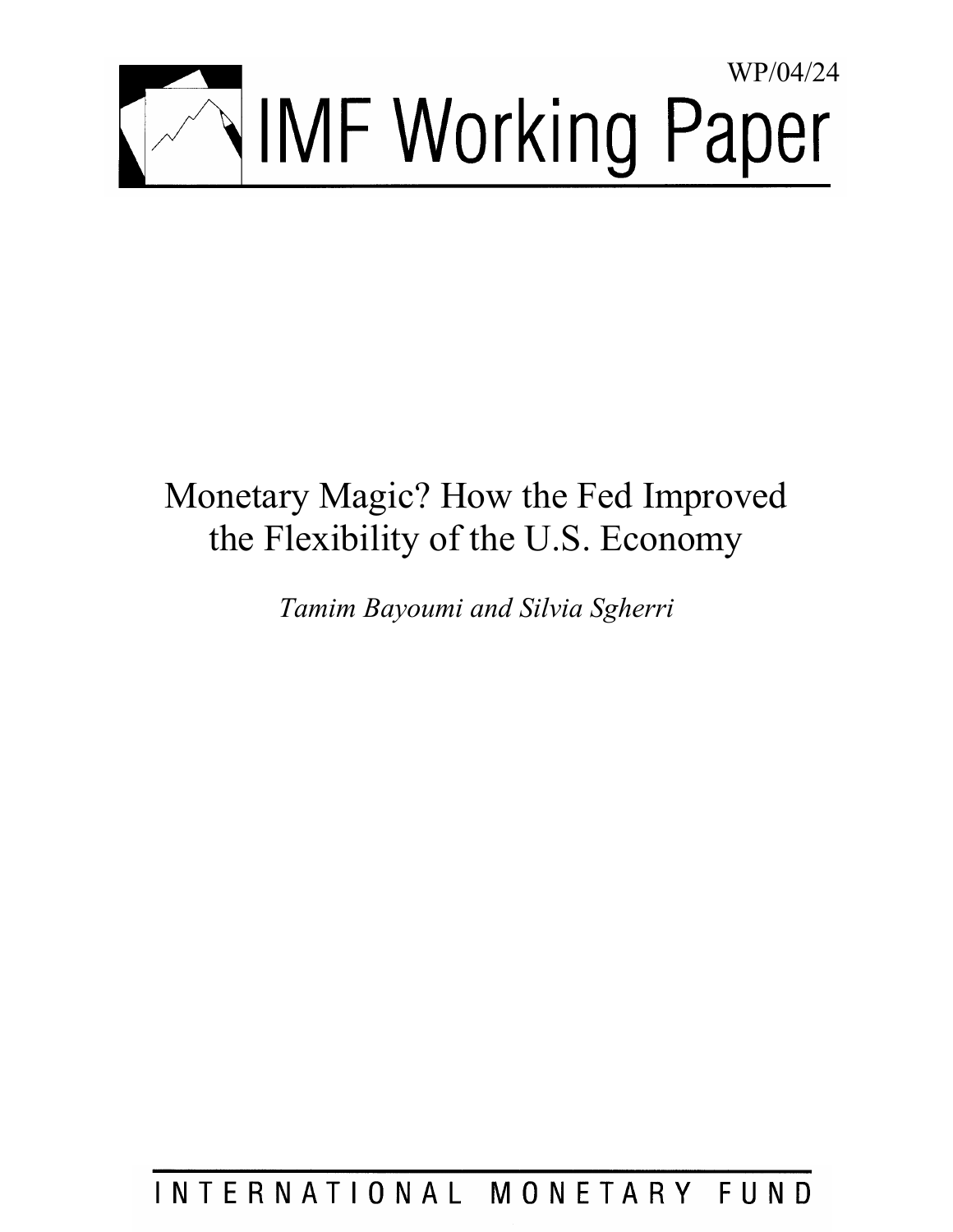WP/04/24

# IMF Working Paper

# Monetary Magic? How the Fed Improved the Flexibility of the U.S. Economy

*Tamim Bayoumi and Silvia Sgherri*

INTERNATIONAL MONETARY FUND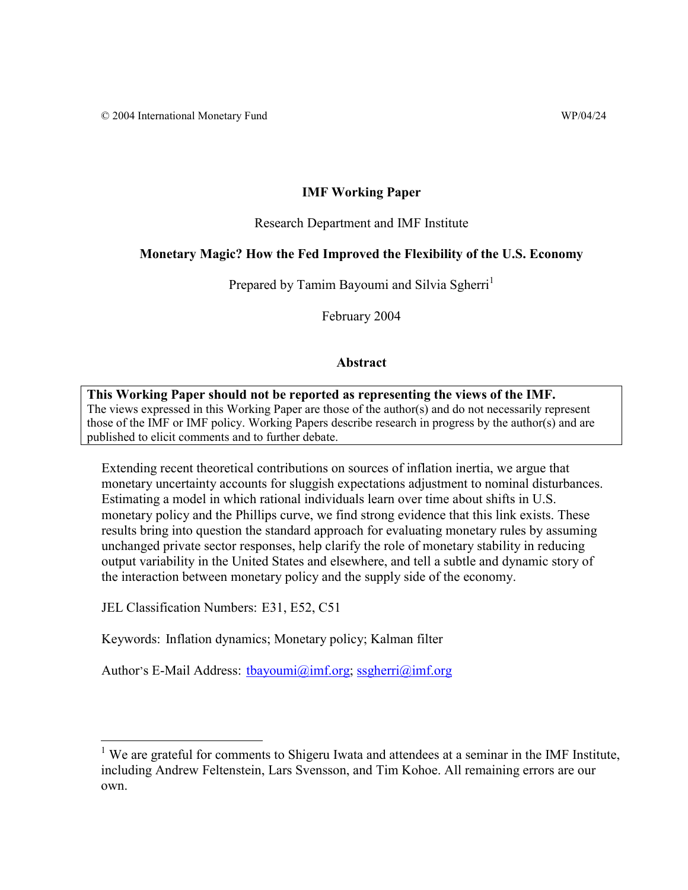© 2004 International Monetary Fund WP/04/24

**IMF Working Paper**

Research Department and IMF Institute

**Monetary Magic? How the Fed Improved the Flexibility of the U.S. Economy**

Prepared by Tamim Bayoumi and Silvia Sgherri[1]

February 2004

**Abstract**

> **This Working Paper should not be reported as representing the views of the IMF.**
> The views expressed in this Working Paper are those of the author(s) and do not necessarily represent those of the IMF or IMF policy. Working Papers describe research in progress by the author(s) and are published to elicit comments and to further debate.

Extending recent theoretical contributions on sources of inflation inertia, we argue that monetary uncertainty accounts for sluggish expectations adjustment to nominal disturbances. Estimating a model in which rational individuals learn over time about shifts in U.S. monetary policy and the Phillips curve, we find strong evidence that this link exists. These results bring into question the standard approach for evaluating monetary rules by assuming unchanged private sector responses, help clarify the role of monetary stability in reducing output variability in the United States and elsewhere, and tell a subtle and dynamic story of the interaction between monetary policy and the supply side of the economy.

JEL Classification Numbers: E31, E52, C51

Keywords: Inflation dynamics; Monetary policy; Kalman filter

Author's E-Mail Address: tbayoumi@imf.org; ssgherri@imf.org

---

[1] We are grateful for comments to Shigeru Iwata and attendees at a seminar in the IMF Institute, including Andrew Feltenstein, Lars Svensson, and Tim Kohoe. All remaining errors are our own.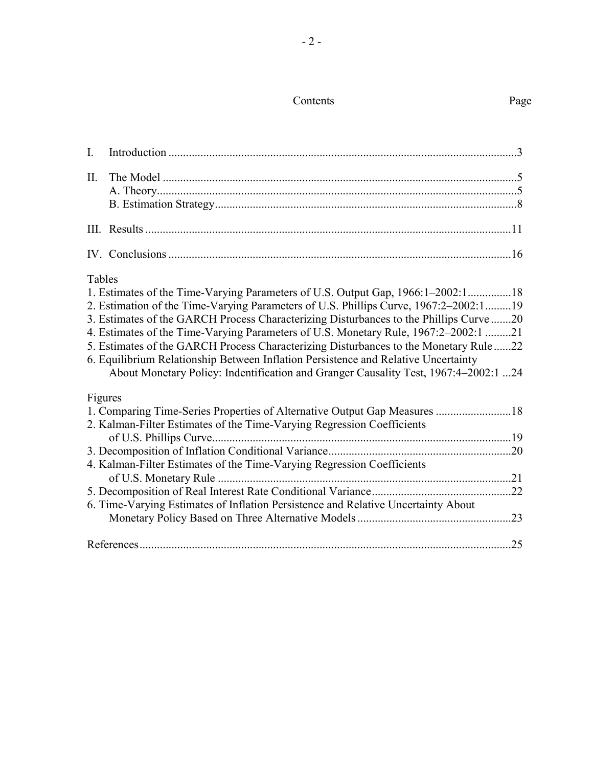# Contents

| | | Page |
|---|---|---|
| I. | Introduction | 3 |
| II. | The Model | 5 |
| | A. Theory | 5 |
| | B. Estimation Strategy | 8 |
| III. | Results | 11 |
| IV. | Conclusions | 16 |

Tables

1. Estimates of the Time-Varying Parameters of U.S. Output Gap, 1966:1–2002:1 ............... 18
2. Estimation of the Time-Varying Parameters of U.S. Phillips Curve, 1967:2–2002:1 ......... 19
3. Estimates of the GARCH Process Characterizing Disturbances to the Phillips Curve ........ 20
4. Estimates of the Time-Varying Parameters of U.S. Monetary Rule, 1967:2–2002:1 ......... 21
5. Estimates of the GARCH Process Characterizing Disturbances to the Monetary Rule ...... 22
6. Equilibrium Relationship Between Inflation Persistence and Relative Uncertainty About Monetary Policy: Indentification and Granger Causality Test, 1967:4–2002:1 ... 24

Figures

1. Comparing Time-Series Properties of Alternative Output Gap Measures .......................... 18
2. Kalman-Filter Estimates of the Time-Varying Regression Coefficients of U.S. Phillips Curve ...................................................................................................... 19
3. Decomposition of Inflation Conditional Variance .............................................................. 20
4. Kalman-Filter Estimates of the Time-Varying Regression Coefficients of U.S. Monetary Rule .................................................................................................... 21
5. Decomposition of Real Interest Rate Conditional Variance ................................................ 22
6. Time-Varying Estimates of Inflation Persistence and Relative Uncertainty About Monetary Policy Based on Three Alternative Models ..................................................... 23

References ............................................................................................................................... 25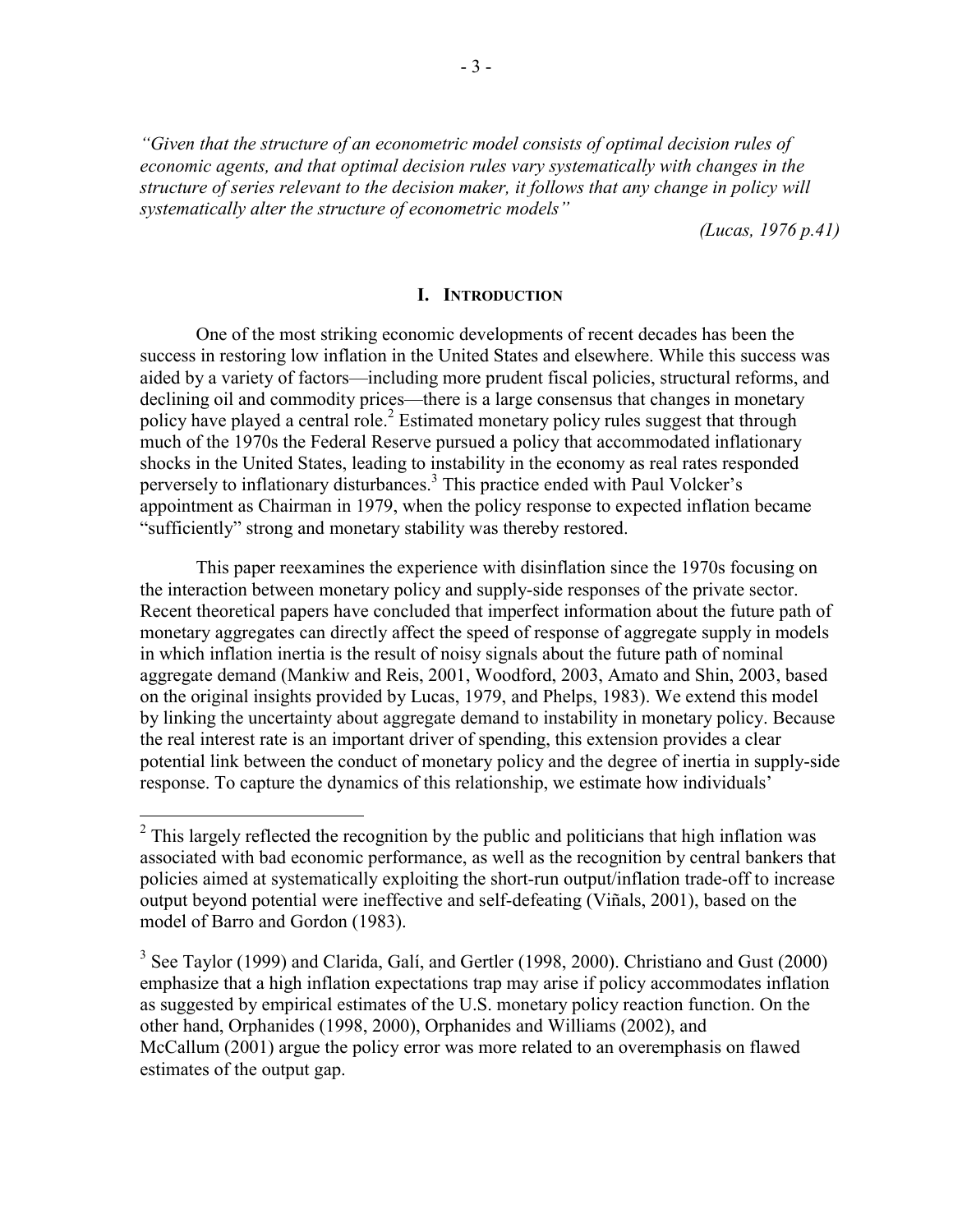*"Given that the structure of an econometric model consists of optimal decision rules of economic agents, and that optimal decision rules vary systematically with changes in the structure of series relevant to the decision maker, it follows that any change in policy will systematically alter the structure of econometric models"*

*(Lucas, 1976 p.41)*

## I. Introduction

One of the most striking economic developments of recent decades has been the success in restoring low inflation in the United States and elsewhere. While this success was aided by a variety of factors—including more prudent fiscal policies, structural reforms, and declining oil and commodity prices—there is a large consensus that changes in monetary policy have played a central role.[2] Estimated monetary policy rules suggest that through much of the 1970s the Federal Reserve pursued a policy that accommodated inflationary shocks in the United States, leading to instability in the economy as real rates responded perversely to inflationary disturbances.[3] This practice ended with Paul Volcker's appointment as Chairman in 1979, when the policy response to expected inflation became "sufficiently" strong and monetary stability was thereby restored.

This paper reexamines the experience with disinflation since the 1970s focusing on the interaction between monetary policy and supply-side responses of the private sector. Recent theoretical papers have concluded that imperfect information about the future path of monetary aggregates can directly affect the speed of response of aggregate supply in models in which inflation inertia is the result of noisy signals about the future path of nominal aggregate demand (Mankiw and Reis, 2001, Woodford, 2003, Amato and Shin, 2003, based on the original insights provided by Lucas, 1979, and Phelps, 1983). We extend this model by linking the uncertainty about aggregate demand to instability in monetary policy. Because the real interest rate is an important driver of spending, this extension provides a clear potential link between the conduct of monetary policy and the degree of inertia in supply-side response. To capture the dynamics of this relationship, we estimate how individuals'

[2] This largely reflected the recognition by the public and politicians that high inflation was associated with bad economic performance, as well as the recognition by central bankers that policies aimed at systematically exploiting the short-run output/inflation trade-off to increase output beyond potential were ineffective and self-defeating (Viñals, 2001), based on the model of Barro and Gordon (1983).

[3] See Taylor (1999) and Clarida, Galí, and Gertler (1998, 2000). Christiano and Gust (2000) emphasize that a high inflation expectations trap may arise if policy accommodates inflation as suggested by empirical estimates of the U.S. monetary policy reaction function. On the other hand, Orphanides (1998, 2000), Orphanides and Williams (2002), and McCallum (2001) argue the policy error was more related to an overemphasis on flawed estimates of the output gap.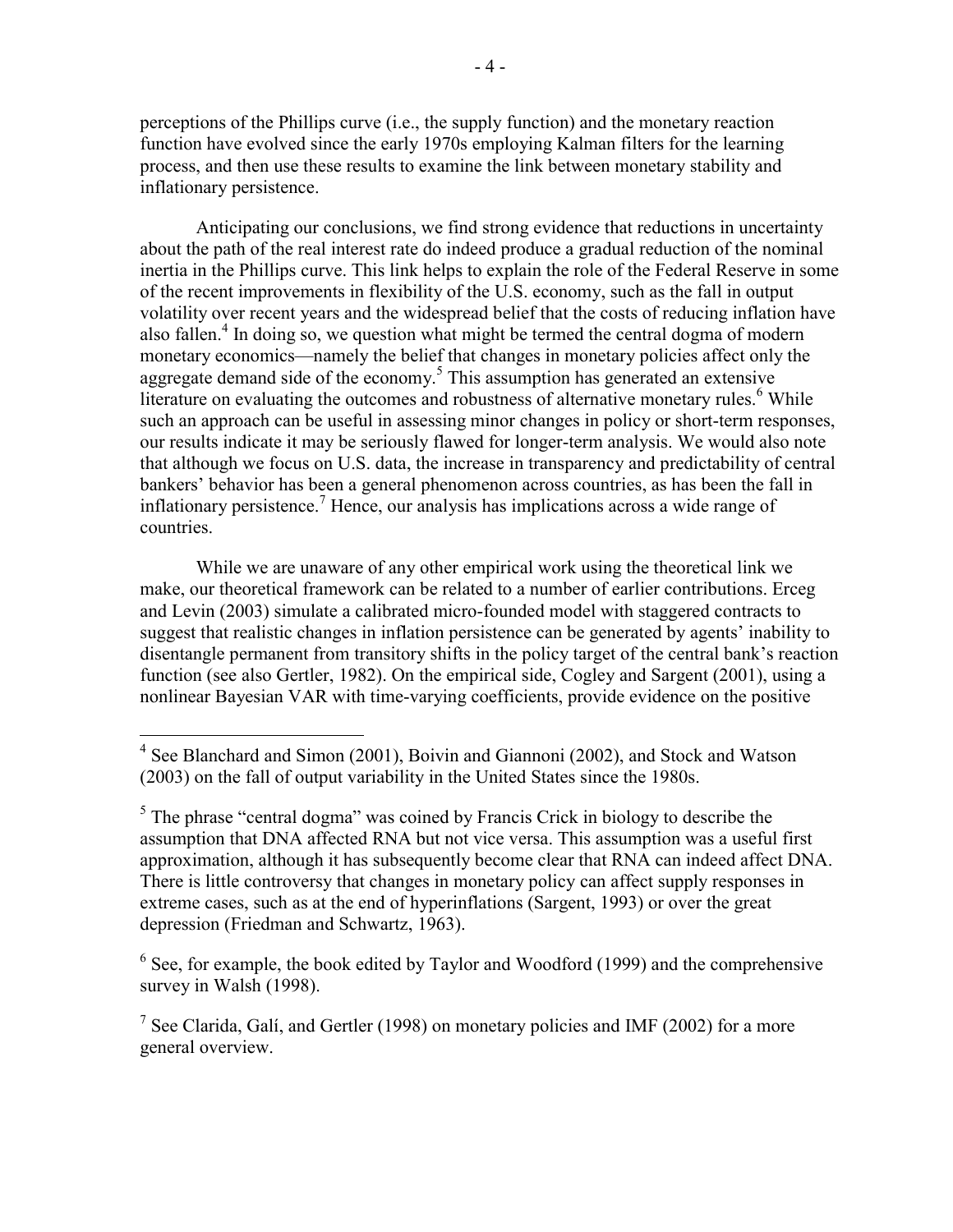perceptions of the Phillips curve (i.e., the supply function) and the monetary reaction function have evolved since the early 1970s employing Kalman filters for the learning process, and then use these results to examine the link between monetary stability and inflationary persistence.

Anticipating our conclusions, we find strong evidence that reductions in uncertainty about the path of the real interest rate do indeed produce a gradual reduction of the nominal inertia in the Phillips curve. This link helps to explain the role of the Federal Reserve in some of the recent improvements in flexibility of the U.S. economy, such as the fall in output volatility over recent years and the widespread belief that the costs of reducing inflation have also fallen.[4] In doing so, we question what might be termed the central dogma of modern monetary economics—namely the belief that changes in monetary policies affect only the aggregate demand side of the economy.[5] This assumption has generated an extensive literature on evaluating the outcomes and robustness of alternative monetary rules.[6] While such an approach can be useful in assessing minor changes in policy or short-term responses, our results indicate it may be seriously flawed for longer-term analysis. We would also note that although we focus on U.S. data, the increase in transparency and predictability of central bankers' behavior has been a general phenomenon across countries, as has been the fall in inflationary persistence.[7] Hence, our analysis has implications across a wide range of countries.

While we are unaware of any other empirical work using the theoretical link we make, our theoretical framework can be related to a number of earlier contributions. Erceg and Levin (2003) simulate a calibrated micro-founded model with staggered contracts to suggest that realistic changes in inflation persistence can be generated by agents' inability to disentangle permanent from transitory shifts in the policy target of the central bank's reaction function (see also Gertler, 1982). On the empirical side, Cogley and Sargent (2001), using a nonlinear Bayesian VAR with time-varying coefficients, provide evidence on the positive

---

[4] See Blanchard and Simon (2001), Boivin and Giannoni (2002), and Stock and Watson (2003) on the fall of output variability in the United States since the 1980s.

[5] The phrase "central dogma" was coined by Francis Crick in biology to describe the assumption that DNA affected RNA but not vice versa. This assumption was a useful first approximation, although it has subsequently become clear that RNA can indeed affect DNA. There is little controversy that changes in monetary policy can affect supply responses in extreme cases, such as at the end of hyperinflations (Sargent, 1993) or over the great depression (Friedman and Schwartz, 1963).

[6] See, for example, the book edited by Taylor and Woodford (1999) and the comprehensive survey in Walsh (1998).

[7] See Clarida, Galí, and Gertler (1998) on monetary policies and IMF (2002) for a more general overview.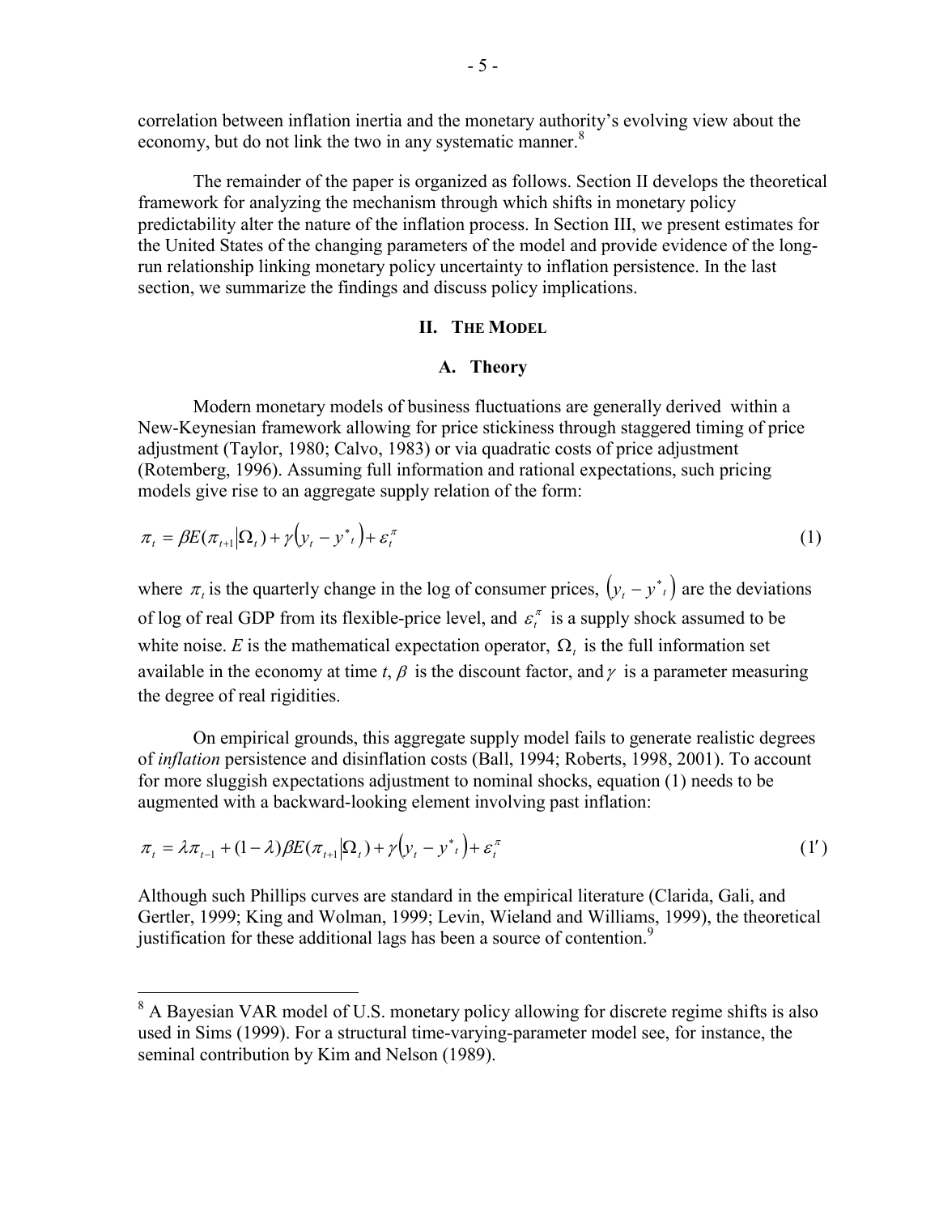correlation between inflation inertia and the monetary authority's evolving view about the economy, but do not link the two in any systematic manner.[8]

The remainder of the paper is organized as follows. Section II develops the theoretical framework for analyzing the mechanism through which shifts in monetary policy predictability alter the nature of the inflation process. In Section III, we present estimates for the United States of the changing parameters of the model and provide evidence of the long-run relationship linking monetary policy uncertainty to inflation persistence. In the last section, we summarize the findings and discuss policy implications.

## II. The Model

### A. Theory

Modern monetary models of business fluctuations are generally derived within a New-Keynesian framework allowing for price stickiness through staggered timing of price adjustment (Taylor, 1980; Calvo, 1983) or via quadratic costs of price adjustment (Rotemberg, 1996). Assuming full information and rational expectations, such pricing models give rise to an aggregate supply relation of the form:

$$\pi_t = \beta E(\pi_{t+1}|\Omega_t) + \gamma\left(y_t - y^*_t\right) + \varepsilon_t^{\pi} \tag{1}$$

where $\pi_t$ is the quarterly change in the log of consumer prices, $\left(y_t - y^*_t\right)$ are the deviations of log of real GDP from its flexible-price level, and $\varepsilon_t^{\pi}$ is a supply shock assumed to be white noise. $E$ is the mathematical expectation operator, $\Omega_t$ is the full information set available in the economy at time $t$, $\beta$ is the discount factor, and $\gamma$ is a parameter measuring the degree of real rigidities.

On empirical grounds, this aggregate supply model fails to generate realistic degrees of *inflation* persistence and disinflation costs (Ball, 1994; Roberts, 1998, 2001). To account for more sluggish expectations adjustment to nominal shocks, equation (1) needs to be augmented with a backward-looking element involving past inflation:

$$\pi_t = \lambda \pi_{t-1} + (1-\lambda)\beta E(\pi_{t+1}|\Omega_t) + \gamma\left(y_t - y^*_t\right) + \varepsilon_t^{\pi} \tag{1'}$$

Although such Phillips curves are standard in the empirical literature (Clarida, Gali, and Gertler, 1999; King and Wolman, 1999; Levin, Wieland and Williams, 1999), the theoretical justification for these additional lags has been a source of contention.[9]

---

[8] A Bayesian VAR model of U.S. monetary policy allowing for discrete regime shifts is also used in Sims (1999). For a structural time-varying-parameter model see, for instance, the seminal contribution by Kim and Nelson (1989).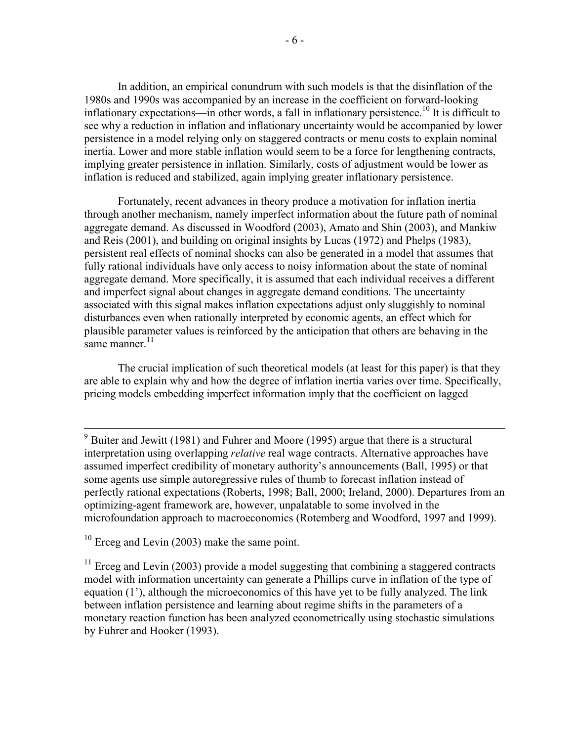In addition, an empirical conundrum with such models is that the disinflation of the 1980s and 1990s was accompanied by an increase in the coefficient on forward-looking inflationary expectations—in other words, a fall in inflationary persistence.[10] It is difficult to see why a reduction in inflation and inflationary uncertainty would be accompanied by lower persistence in a model relying only on staggered contracts or menu costs to explain nominal inertia. Lower and more stable inflation would seem to be a force for lengthening contracts, implying greater persistence in inflation. Similarly, costs of adjustment would be lower as inflation is reduced and stabilized, again implying greater inflationary persistence.

Fortunately, recent advances in theory produce a motivation for inflation inertia through another mechanism, namely imperfect information about the future path of nominal aggregate demand. As discussed in Woodford (2003), Amato and Shin (2003), and Mankiw and Reis (2001), and building on original insights by Lucas (1972) and Phelps (1983), persistent real effects of nominal shocks can also be generated in a model that assumes that fully rational individuals have only access to noisy information about the state of nominal aggregate demand. More specifically, it is assumed that each individual receives a different and imperfect signal about changes in aggregate demand conditions. The uncertainty associated with this signal makes inflation expectations adjust only sluggishly to nominal disturbances even when rationally interpreted by economic agents, an effect which for plausible parameter values is reinforced by the anticipation that others are behaving in the same manner.[11]

The crucial implication of such theoretical models (at least for this paper) is that they are able to explain why and how the degree of inflation inertia varies over time. Specifically, pricing models embedding imperfect information imply that the coefficient on lagged

---

[9] Buiter and Jewitt (1981) and Fuhrer and Moore (1995) argue that there is a structural interpretation using overlapping *relative* real wage contracts. Alternative approaches have assumed imperfect credibility of monetary authority's announcements (Ball, 1995) or that some agents use simple autoregressive rules of thumb to forecast inflation instead of perfectly rational expectations (Roberts, 1998; Ball, 2000; Ireland, 2000). Departures from an optimizing-agent framework are, however, unpalatable to some involved in the microfoundation approach to macroeconomics (Rotemberg and Woodford, 1997 and 1999).

[10] Erceg and Levin (2003) make the same point.

[11] Erceg and Levin (2003) provide a model suggesting that combining a staggered contracts model with information uncertainty can generate a Phillips curve in inflation of the type of equation (1'), although the microeconomics of this have yet to be fully analyzed. The link between inflation persistence and learning about regime shifts in the parameters of a monetary reaction function has been analyzed econometrically using stochastic simulations by Fuhrer and Hooker (1993).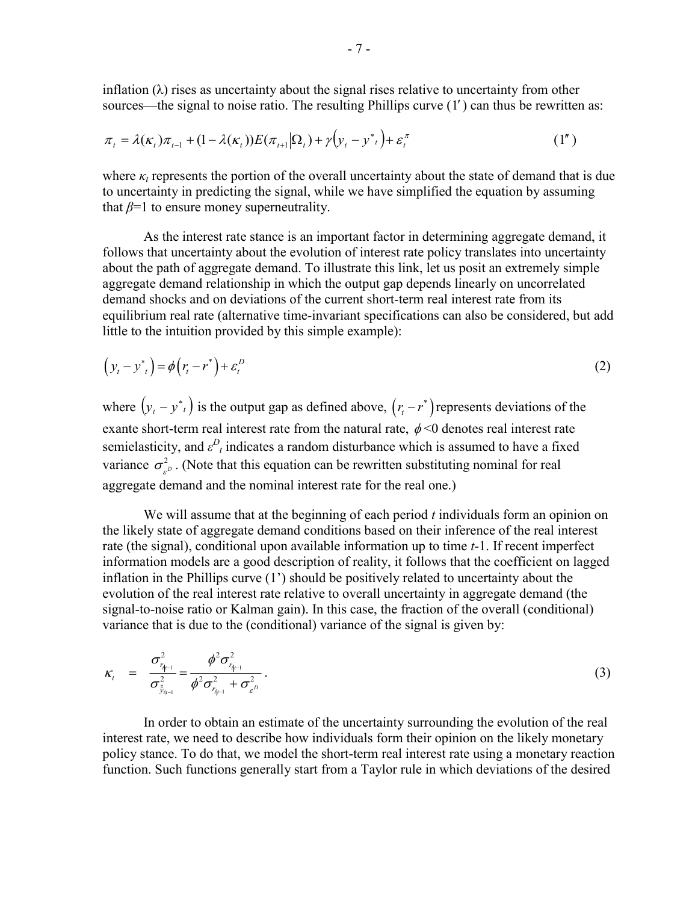inflation (λ) rises as uncertainty about the signal rises relative to uncertainty from other sources—the signal to noise ratio. The resulting Phillips curve (1′) can thus be rewritten as:

$$\pi_t = \lambda(\kappa_t)\pi_{t-1} + (1-\lambda(\kappa_t))E(\pi_{t+1}|\Omega_t) + \gamma(y_t - y^*_t) + \varepsilon_t^{\pi} \tag{1″}$$

where $\kappa_t$ represents the portion of the overall uncertainty about the state of demand that is due to uncertainty in predicting the signal, while we have simplified the equation by assuming that $\beta$=1 to ensure money superneutrality.

As the interest rate stance is an important factor in determining aggregate demand, it follows that uncertainty about the evolution of interest rate policy translates into uncertainty about the path of aggregate demand. To illustrate this link, let us posit an extremely simple aggregate demand relationship in which the output gap depends linearly on uncorrelated demand shocks and on deviations of the current short-term real interest rate from its equilibrium real rate (alternative time-invariant specifications can also be considered, but add little to the intuition provided by this simple example):

$$\left(y_t - y^*_t\right) = \phi\left(r_t - r^*\right) + \varepsilon_t^D \tag{2}$$

where $\left(y_t - y^*_t\right)$ is the output gap as defined above, $\left(r_t - r^*\right)$ represents deviations of the exante short-term real interest rate from the natural rate, $\phi$<0 denotes real interest rate semielasticity, and $\varepsilon^D_t$ indicates a random disturbance which is assumed to have a fixed variance $\sigma^2_{\varepsilon^D}$. (Note that this equation can be rewritten substituting nominal for real aggregate demand and the nominal interest rate for the real one.)

We will assume that at the beginning of each period *t* individuals form an opinion on the likely state of aggregate demand conditions based on their inference of the real interest rate (the signal), conditional upon available information up to time *t*-1. If recent imperfect information models are a good description of reality, it follows that the coefficient on lagged inflation in the Phillips curve (1') should be positively related to uncertainty about the evolution of the real interest rate relative to overall uncertainty in aggregate demand (the signal-to-noise ratio or Kalman gain). In this case, the fraction of the overall (conditional) variance that is due to the (conditional) variance of the signal is given by:

$$\kappa_t \quad = \quad \frac{\sigma^2_{r_{t|t-1}}}{\sigma^2_{\tilde{\tilde{y}}_{t|t-1}}} = \frac{\phi^2\sigma^2_{r_{t|t-1}}}{\phi^2\sigma^2_{r_{t|t-1}} + \sigma^2_{\varepsilon^D}}. \tag{3}$$

In order to obtain an estimate of the uncertainty surrounding the evolution of the real interest rate, we need to describe how individuals form their opinion on the likely monetary policy stance. To do that, we model the short-term real interest rate using a monetary reaction function. Such functions generally start from a Taylor rule in which deviations of the desired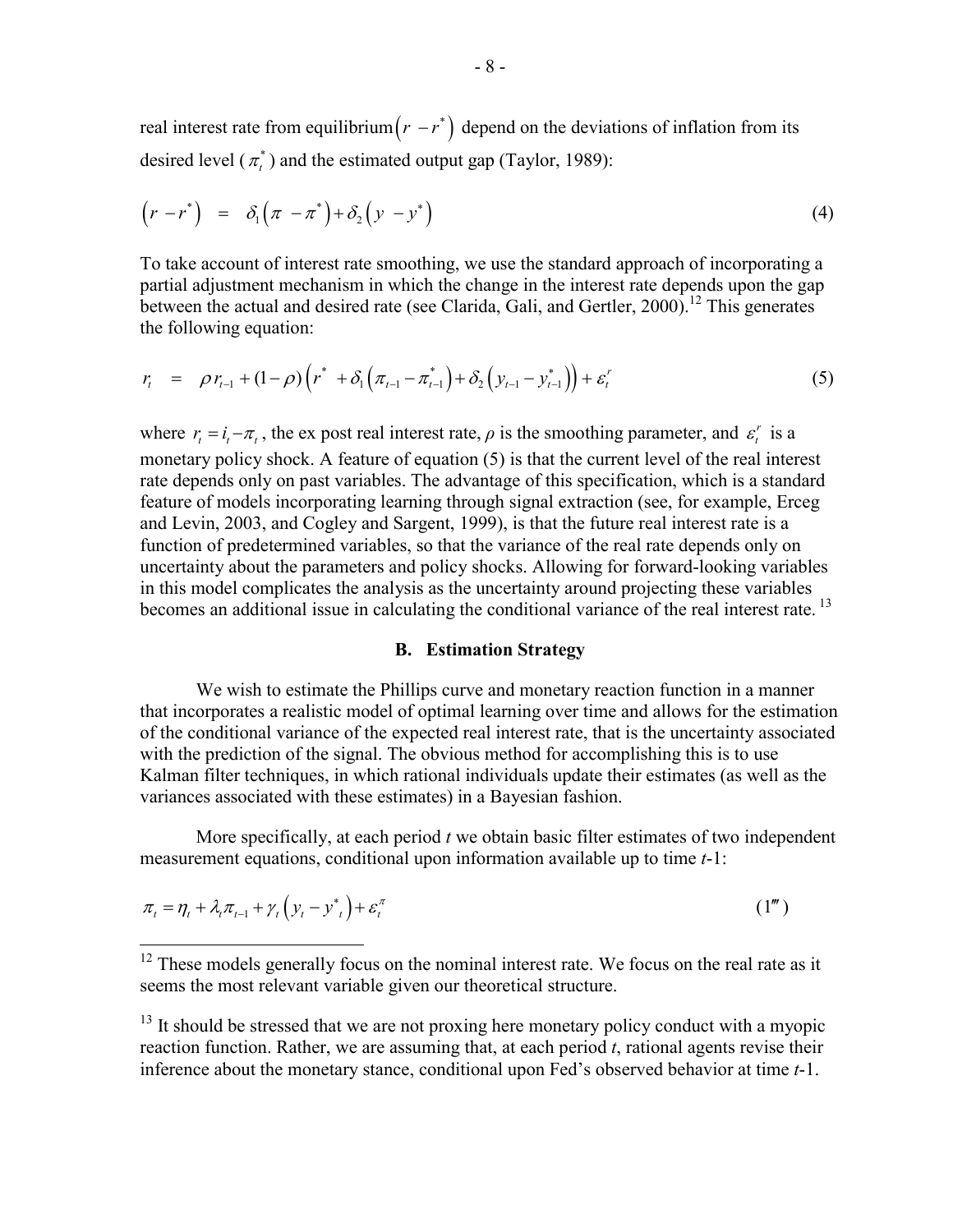real interest rate from equilibrium $\left(r - r^*\right)$ depend on the deviations of inflation from its desired level ($\pi_t^*$) and the estimated output gap (Taylor, 1989):

$$\left(r - r^*\right) \;=\; \delta_1\left(\pi - \pi^*\right) + \delta_2\left(y - y^*\right) \tag{4}$$

To take account of interest rate smoothing, we use the standard approach of incorporating a partial adjustment mechanism in which the change in the interest rate depends upon the gap between the actual and desired rate (see Clarida, Gali, and Gertler, 2000).[12] This generates the following equation:

$$r_t \;=\; \rho r_{t-1} + (1-\rho)\left(r^* + \delta_1\left(\pi_{t-1} - \pi_{t-1}^*\right) + \delta_2\left(y_{t-1} - y_{t-1}^*\right)\right) + \varepsilon_t^r \tag{5}$$

where $r_t = i_t - \pi_t$, the ex post real interest rate, $\rho$ is the smoothing parameter, and $\varepsilon_t^r$ is a monetary policy shock. A feature of equation (5) is that the current level of the real interest rate depends only on past variables. The advantage of this specification, which is a standard feature of models incorporating learning through signal extraction (see, for example, Erceg and Levin, 2003, and Cogley and Sargent, 1999), is that the future real interest rate is a function of predetermined variables, so that the variance of the real rate depends only on uncertainty about the parameters and policy shocks. Allowing for forward-looking variables in this model complicates the analysis as the uncertainty around projecting these variables becomes an additional issue in calculating the conditional variance of the real interest rate.[13]

### B. Estimation Strategy

We wish to estimate the Phillips curve and monetary reaction function in a manner that incorporates a realistic model of optimal learning over time and allows for the estimation of the conditional variance of the expected real interest rate, that is the uncertainty associated with the prediction of the signal. The obvious method for accomplishing this is to use Kalman filter techniques, in which rational individuals update their estimates (as well as the variances associated with these estimates) in a Bayesian fashion.

More specifically, at each period *t* we obtain basic filter estimates of two independent measurement equations, conditional upon information available up to time *t*-1:

$$\pi_t = \eta_t + \lambda_t \pi_{t-1} + \gamma_t\left(y_t - y_t^*\right) + \varepsilon_t^\pi \tag{1'''}$$

---

[12] These models generally focus on the nominal interest rate. We focus on the real rate as it seems the most relevant variable given our theoretical structure.

[13] It should be stressed that we are not proxing here monetary policy conduct with a myopic reaction function. Rather, we are assuming that, at each period *t*, rational agents revise their inference about the monetary stance, conditional upon Fed's observed behavior at time *t*-1.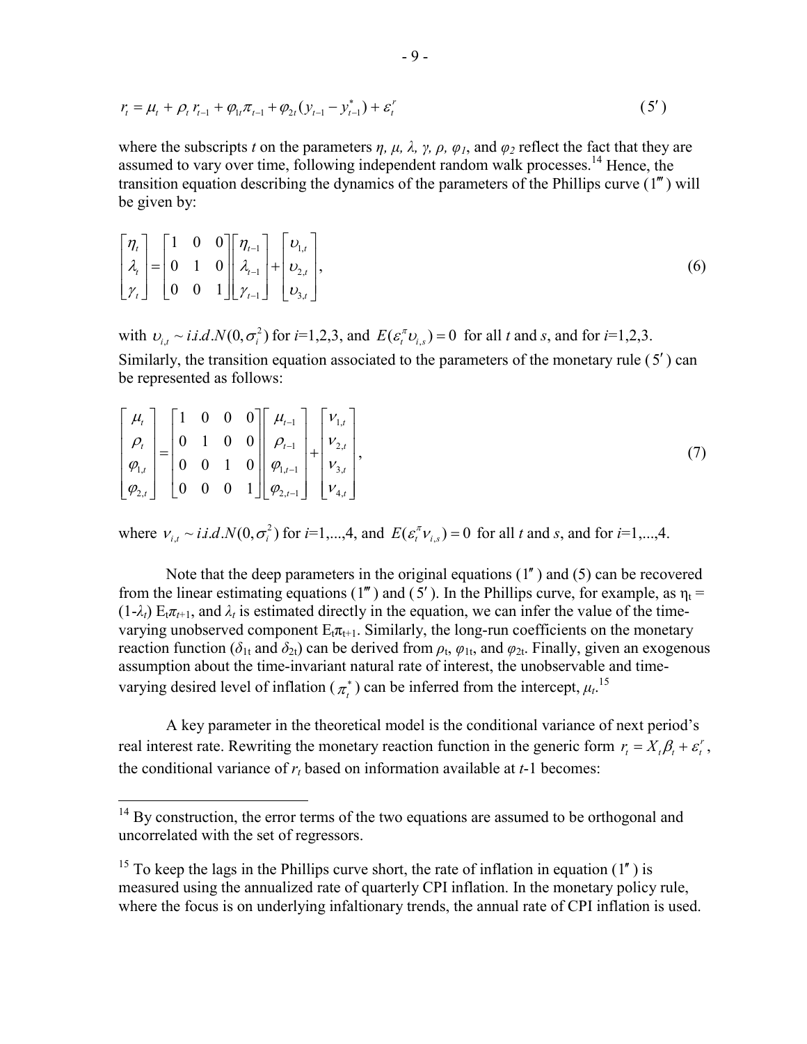$$r_t = \mu_t + \rho_t r_{t-1} + \varphi_{1t}\pi_{t-1} + \varphi_{2t}(y_{t-1} - y_{t-1}^*) + \varepsilon_t^r \tag{5'}$$

where the subscripts $t$ on the parameters $\eta$, $\mu$, $\lambda$, $\gamma$, $\rho$, $\varphi_1$, and $\varphi_2$ reflect the fact that they are assumed to vary over time, following independent random walk processes.[14] Hence, the transition equation describing the dynamics of the parameters of the Phillips curve (1‴) will be given by:

$$\begin{bmatrix} \eta_t \\ \lambda_t \\ \gamma_t \end{bmatrix} = \begin{bmatrix} 1 & 0 & 0 \\ 0 & 1 & 0 \\ 0 & 0 & 1 \end{bmatrix} \begin{bmatrix} \eta_{t-1} \\ \lambda_{t-1} \\ \gamma_{t-1} \end{bmatrix} + \begin{bmatrix} \upsilon_{1,t} \\ \upsilon_{2,t} \\ \upsilon_{3,t} \end{bmatrix}, \tag{6}$$

with $\upsilon_{i,t} \sim i.i.d.N(0, \sigma_i^2)$ for $i$=1,2,3, and $E(\varepsilon_t^\pi \upsilon_{i,s}) = 0$ for all $t$ and $s$, and for $i$=1,2,3. Similarly, the transition equation associated to the parameters of the monetary rule (5′) can be represented as follows:

$$\begin{bmatrix} \mu_t \\ \rho_t \\ \varphi_{1,t} \\ \varphi_{2,t} \end{bmatrix} = \begin{bmatrix} 1 & 0 & 0 & 0 \\ 0 & 1 & 0 & 0 \\ 0 & 0 & 1 & 0 \\ 0 & 0 & 0 & 1 \end{bmatrix} \begin{bmatrix} \mu_{t-1} \\ \rho_{t-1} \\ \varphi_{1,t-1} \\ \varphi_{2,t-1} \end{bmatrix} + \begin{bmatrix} \nu_{1,t} \\ \nu_{2,t} \\ \nu_{3,t} \\ \nu_{4,t} \end{bmatrix}, \tag{7}$$

where $\nu_{i,t} \sim i.i.d.N(0, \sigma_i^2)$ for $i$=1,...,4, and $E(\varepsilon_t^\pi \nu_{i,s}) = 0$ for all $t$ and $s$, and for $i$=1,...,4.

Note that the deep parameters in the original equations (1″) and (5) can be recovered from the linear estimating equations (1‴) and (5′). In the Phillips curve, for example, as $\eta_t = (1-\lambda_t) E_t\pi_{t+1}$, and $\lambda_t$ is estimated directly in the equation, we can infer the value of the time-varying unobserved component $E_t\pi_{t+1}$. Similarly, the long-run coefficients on the monetary reaction function ($\delta_{1t}$ and $\delta_{2t}$) can be derived from $\rho_t$, $\varphi_{1t}$, and $\varphi_{2t}$. Finally, given an exogenous assumption about the time-invariant natural rate of interest, the unobservable and time-varying desired level of inflation ($\pi_t^*$) can be inferred from the intercept, $\mu_t$.[15]

A key parameter in the theoretical model is the conditional variance of next period's real interest rate. Rewriting the monetary reaction function in the generic form $r_t = X_t\beta_t + \varepsilon_t^r$, the conditional variance of $r_t$ based on information available at $t$-1 becomes:

---

[14] By construction, the error terms of the two equations are assumed to be orthogonal and uncorrelated with the set of regressors.

[15] To keep the lags in the Phillips curve short, the rate of inflation in equation (1″) is measured using the annualized rate of quarterly CPI inflation. In the monetary policy rule, where the focus is on underlying infaltionary trends, the annual rate of CPI inflation is used.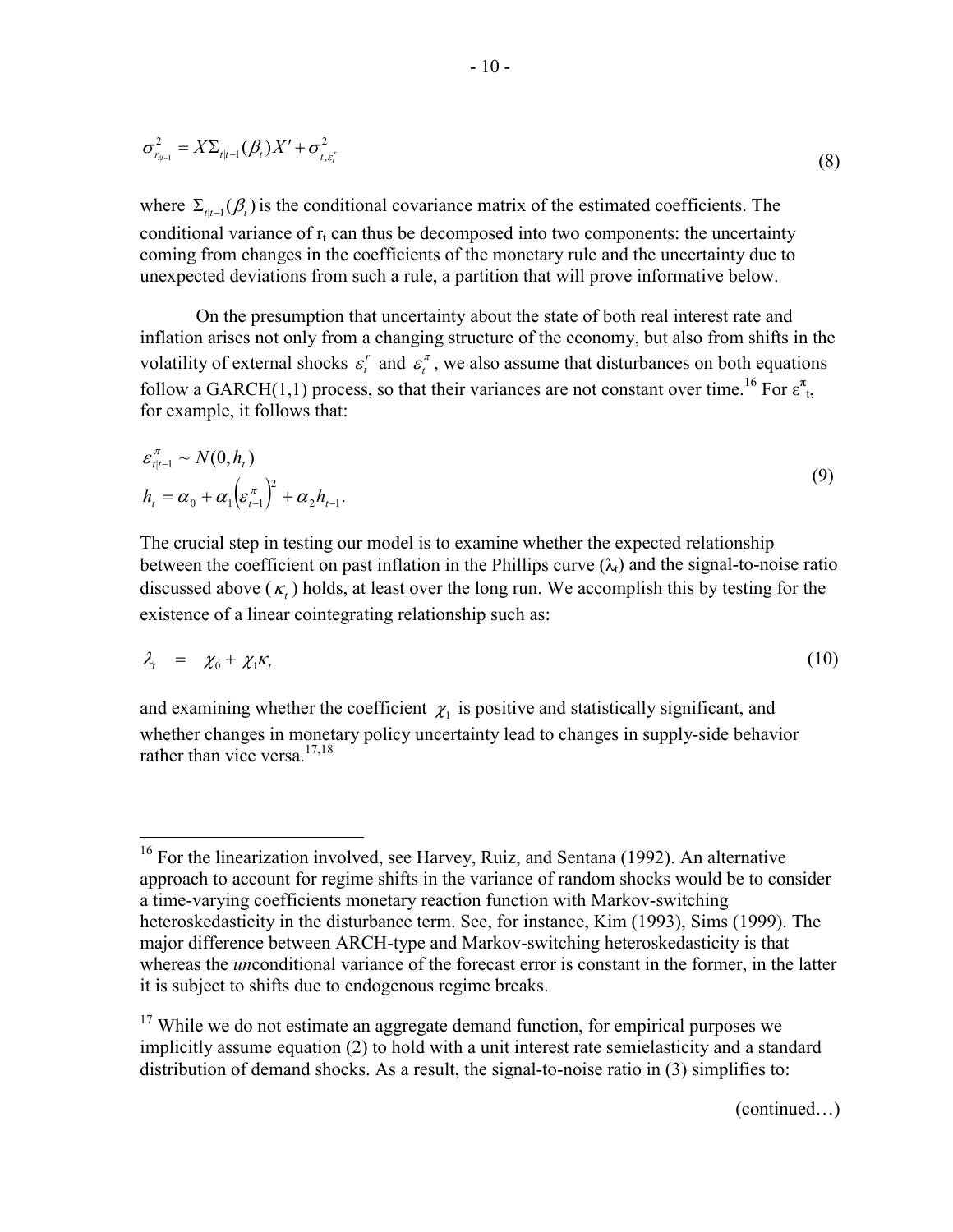$$\sigma^2_{r_{t|t-1}} = X\Sigma_{t|t-1}(\beta_t)X' + \sigma^2_{t,\varepsilon^r_t} \tag{8}$$

where $\Sigma_{t|t-1}(\beta_t)$ is the conditional covariance matrix of the estimated coefficients. The conditional variance of $r_t$ can thus be decomposed into two components: the uncertainty coming from changes in the coefficients of the monetary rule and the uncertainty due to unexpected deviations from such a rule, a partition that will prove informative below.

On the presumption that uncertainty about the state of both real interest rate and inflation arises not only from a changing structure of the economy, but also from shifts in the volatility of external shocks $\varepsilon^r_t$ and $\varepsilon^\pi_t$, we also assume that disturbances on both equations follow a GARCH(1,1) process, so that their variances are not constant over time.[16] For $\varepsilon^\pi_t$, for example, it follows that:

$$\begin{aligned} &\varepsilon^\pi_{t|t-1} \sim N(0, h_t) \\ &h_t = \alpha_0 + \alpha_1 \left(\varepsilon^\pi_{t-1}\right)^2 + \alpha_2 h_{t-1}. \end{aligned} \tag{9}$$

The crucial step in testing our model is to examine whether the expected relationship between the coefficient on past inflation in the Phillips curve ($\lambda_t$) and the signal-to-noise ratio discussed above ($\kappa_t$) holds, at least over the long run. We accomplish this by testing for the existence of a linear cointegrating relationship such as:

$$\lambda_t = \chi_0 + \chi_1 \kappa_t \tag{10}$$

and examining whether the coefficient $\chi_1$ is positive and statistically significant, and whether changes in monetary policy uncertainty lead to changes in supply-side behavior rather than vice versa.[17,18]

---

[16] For the linearization involved, see Harvey, Ruiz, and Sentana (1992). An alternative approach to account for regime shifts in the variance of random shocks would be to consider a time-varying coefficients monetary reaction function with Markov-switching heteroskedasticity in the disturbance term. See, for instance, Kim (1993), Sims (1999). The major difference between ARCH-type and Markov-switching heteroskedasticity is that whereas the *un*conditional variance of the forecast error is constant in the former, in the latter it is subject to shifts due to endogenous regime breaks.

[17] While we do not estimate an aggregate demand function, for empirical purposes we implicitly assume equation (2) to hold with a unit interest rate semielasticity and a standard distribution of demand shocks. As a result, the signal-to-noise ratio in (3) simplifies to:

(continued…)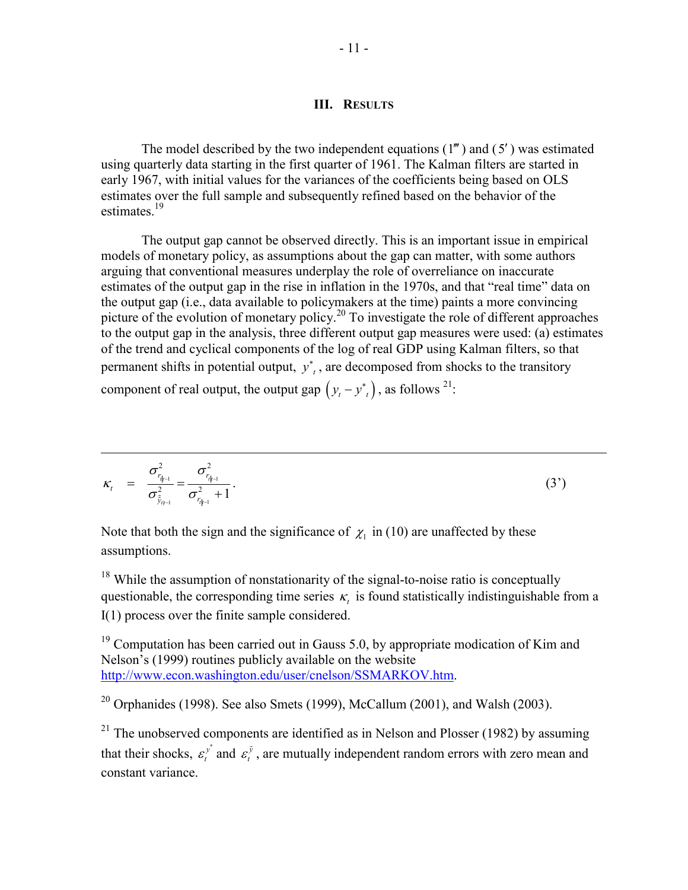## III. Results

The model described by the two independent equations ($1'''$) and ($5'$) was estimated using quarterly data starting in the first quarter of 1961. The Kalman filters are started in early 1967, with initial values for the variances of the coefficients being based on OLS estimates over the full sample and subsequently refined based on the behavior of the estimates.[19]

The output gap cannot be observed directly. This is an important issue in empirical models of monetary policy, as assumptions about the gap can matter, with some authors arguing that conventional measures underplay the role of overreliance on inaccurate estimates of the output gap in the rise in inflation in the 1970s, and that "real time" data on the output gap (i.e., data available to policymakers at the time) paints a more convincing picture of the evolution of monetary policy.[20] To investigate the role of different approaches to the output gap in the analysis, three different output gap measures were used: (a) estimates of the trend and cyclical components of the log of real GDP using Kalman filters, so that permanent shifts in potential output, $y^*_t$, are decomposed from shocks to the transitory component of real output, the output gap $\left(y_t - y^*_t\right)$, as follows [21]:

---

$$\kappa_t = \frac{\sigma^2_{r_{t|t-1}}}{\sigma^2_{\tilde{y}_{t|t-1}}} = \frac{\sigma^2_{r_{t|t-1}}}{\sigma^2_{r_{t|t-1}} + 1}. \qquad (3')$$

Note that both the sign and the significance of $\chi_1$ in (10) are unaffected by these assumptions.

[18] While the assumption of nonstationarity of the signal-to-noise ratio is conceptually questionable, the corresponding time series $\kappa_t$ is found statistically indistinguishable from a I(1) process over the finite sample considered.

[19] Computation has been carried out in Gauss 5.0, by appropriate modication of Kim and Nelson's (1999) routines publicly available on the website http://www.econ.washington.edu/user/cnelson/SSMARKOV.htm.

[20] Orphanides (1998). See also Smets (1999), McCallum (2001), and Walsh (2003).

[21] The unobserved components are identified as in Nelson and Plosser (1982) by assuming that their shocks, $\varepsilon_t^{y^*}$ and $\varepsilon_t^{\tilde{y}}$, are mutually independent random errors with zero mean and constant variance.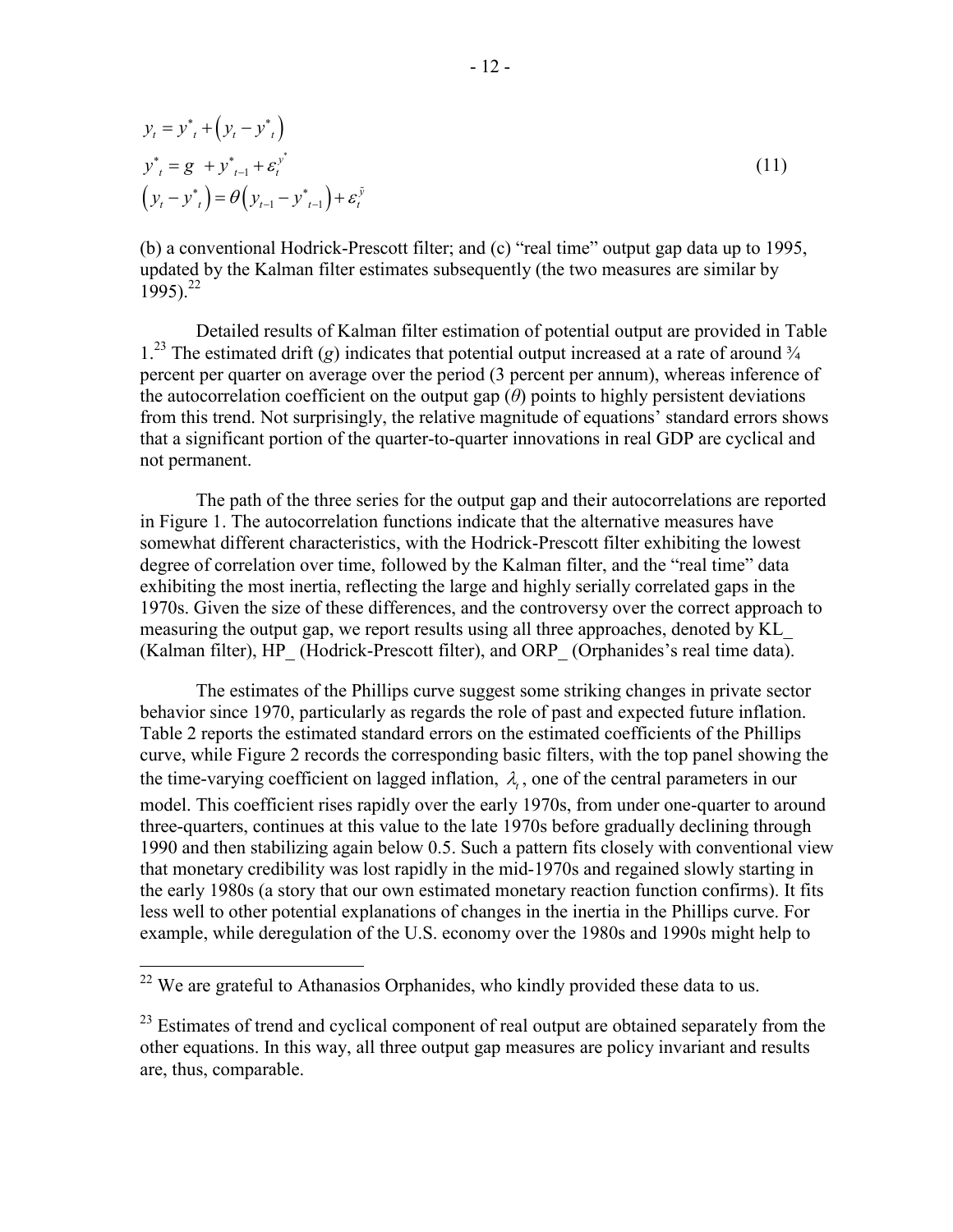$$
\begin{aligned}
y_t &= y^*_t + \left(y_t - y^*_t\right) \\
y^*_t &= g + y^*_{t-1} + \varepsilon_t^{y^*} \\
\left(y_t - y^*_t\right) &= \theta\left(y_{t-1} - y^*_{t-1}\right) + \varepsilon_t^{\tilde{y}}
\end{aligned}
\tag{11}
$$

(b) a conventional Hodrick-Prescott filter; and (c) "real time" output gap data up to 1995, updated by the Kalman filter estimates subsequently (the two measures are similar by 1995).[22]

Detailed results of Kalman filter estimation of potential output are provided in Table 1.[23] The estimated drift ($g$) indicates that potential output increased at a rate of around ¾ percent per quarter on average over the period (3 percent per annum), whereas inference of the autocorrelation coefficient on the output gap ($\theta$) points to highly persistent deviations from this trend. Not surprisingly, the relative magnitude of equations' standard errors shows that a significant portion of the quarter-to-quarter innovations in real GDP are cyclical and not permanent.

The path of the three series for the output gap and their autocorrelations are reported in Figure 1. The autocorrelation functions indicate that the alternative measures have somewhat different characteristics, with the Hodrick-Prescott filter exhibiting the lowest degree of correlation over time, followed by the Kalman filter, and the "real time" data exhibiting the most inertia, reflecting the large and highly serially correlated gaps in the 1970s. Given the size of these differences, and the controversy over the correct approach to measuring the output gap, we report results using all three approaches, denoted by KL_ (Kalman filter), HP_ (Hodrick-Prescott filter), and ORP_ (Orphanides's real time data).

The estimates of the Phillips curve suggest some striking changes in private sector behavior since 1970, particularly as regards the role of past and expected future inflation. Table 2 reports the estimated standard errors on the estimated coefficients of the Phillips curve, while Figure 2 records the corresponding basic filters, with the top panel showing the the time-varying coefficient on lagged inflation, $\lambda_t$, one of the central parameters in our model. This coefficient rises rapidly over the early 1970s, from under one-quarter to around three-quarters, continues at this value to the late 1970s before gradually declining through 1990 and then stabilizing again below 0.5. Such a pattern fits closely with conventional view that monetary credibility was lost rapidly in the mid-1970s and regained slowly starting in the early 1980s (a story that our own estimated monetary reaction function confirms). It fits less well to other potential explanations of changes in the inertia in the Phillips curve. For example, while deregulation of the U.S. economy over the 1980s and 1990s might help to

[22] We are grateful to Athanasios Orphanides, who kindly provided these data to us.

[23] Estimates of trend and cyclical component of real output are obtained separately from the other equations. In this way, all three output gap measures are policy invariant and results are, thus, comparable.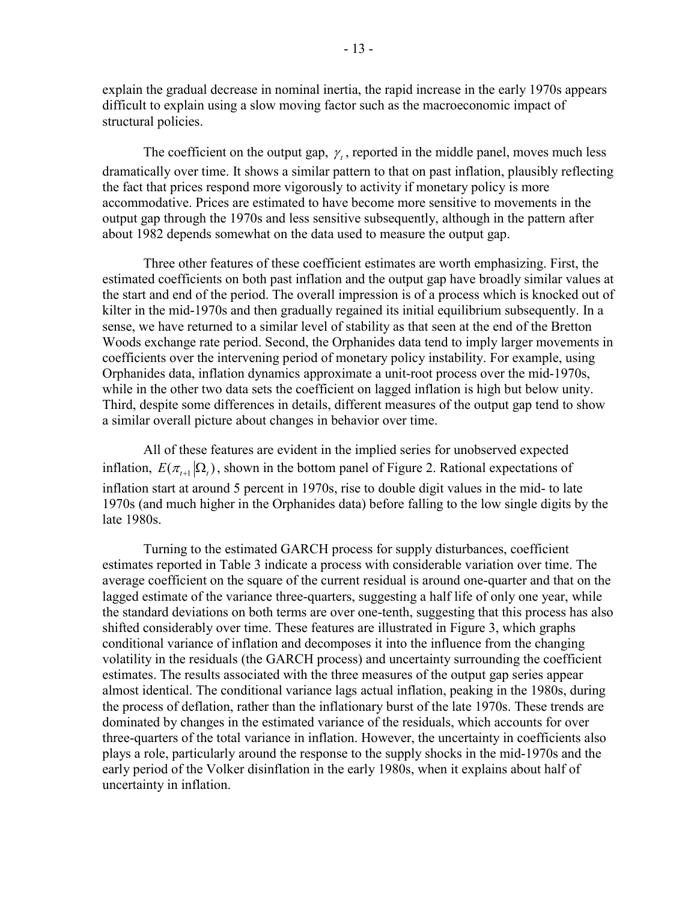explain the gradual decrease in nominal inertia, the rapid increase in the early 1970s appears difficult to explain using a slow moving factor such as the macroeconomic impact of structural policies.

The coefficient on the output gap, $\gamma_t$, reported in the middle panel, moves much less dramatically over time. It shows a similar pattern to that on past inflation, plausibly reflecting the fact that prices respond more vigorously to activity if monetary policy is more accommodative. Prices are estimated to have become more sensitive to movements in the output gap through the 1970s and less sensitive subsequently, although in the pattern after about 1982 depends somewhat on the data used to measure the output gap.

Three other features of these coefficient estimates are worth emphasizing. First, the estimated coefficients on both past inflation and the output gap have broadly similar values at the start and end of the period. The overall impression is of a process which is knocked out of kilter in the mid-1970s and then gradually regained its initial equilibrium subsequently. In a sense, we have returned to a similar level of stability as that seen at the end of the Bretton Woods exchange rate period. Second, the Orphanides data tend to imply larger movements in coefficients over the intervening period of monetary policy instability. For example, using Orphanides data, inflation dynamics approximate a unit-root process over the mid-1970s, while in the other two data sets the coefficient on lagged inflation is high but below unity. Third, despite some differences in details, different measures of the output gap tend to show a similar overall picture about changes in behavior over time.

All of these features are evident in the implied series for unobserved expected inflation, $E(\pi_{t+1}|\Omega_t)$, shown in the bottom panel of Figure 2. Rational expectations of inflation start at around 5 percent in 1970s, rise to double digit values in the mid- to late 1970s (and much higher in the Orphanides data) before falling to the low single digits by the late 1980s.

Turning to the estimated GARCH process for supply disturbances, coefficient estimates reported in Table 3 indicate a process with considerable variation over time. The average coefficient on the square of the current residual is around one-quarter and that on the lagged estimate of the variance three-quarters, suggesting a half life of only one year, while the standard deviations on both terms are over one-tenth, suggesting that this process has also shifted considerably over time. These features are illustrated in Figure 3, which graphs conditional variance of inflation and decomposes it into the influence from the changing volatility in the residuals (the GARCH process) and uncertainty surrounding the coefficient estimates. The results associated with the three measures of the output gap series appear almost identical. The conditional variance lags actual inflation, peaking in the 1980s, during the process of deflation, rather than the inflationary burst of the late 1970s. These trends are dominated by changes in the estimated variance of the residuals, which accounts for over three-quarters of the total variance in inflation. However, the uncertainty in coefficients also plays a role, particularly around the response to the supply shocks in the mid-1970s and the early period of the Volker disinflation in the early 1980s, when it explains about half of uncertainty in inflation.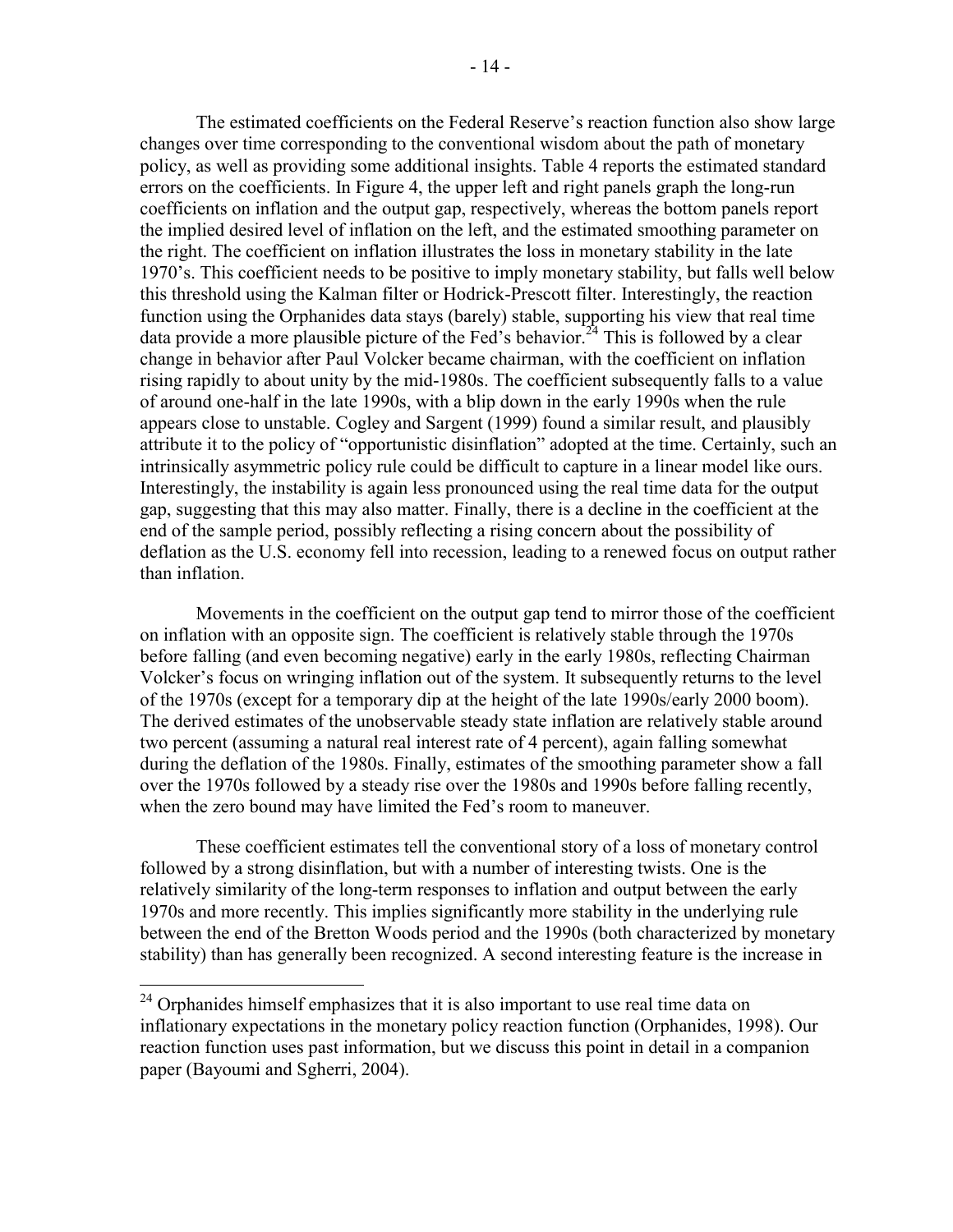The estimated coefficients on the Federal Reserve's reaction function also show large changes over time corresponding to the conventional wisdom about the path of monetary policy, as well as providing some additional insights. Table 4 reports the estimated standard errors on the coefficients. In Figure 4, the upper left and right panels graph the long-run coefficients on inflation and the output gap, respectively, whereas the bottom panels report the implied desired level of inflation on the left, and the estimated smoothing parameter on the right. The coefficient on inflation illustrates the loss in monetary stability in the late 1970's. This coefficient needs to be positive to imply monetary stability, but falls well below this threshold using the Kalman filter or Hodrick-Prescott filter. Interestingly, the reaction function using the Orphanides data stays (barely) stable, supporting his view that real time data provide a more plausible picture of the Fed's behavior.[24] This is followed by a clear change in behavior after Paul Volcker became chairman, with the coefficient on inflation rising rapidly to about unity by the mid-1980s. The coefficient subsequently falls to a value of around one-half in the late 1990s, with a blip down in the early 1990s when the rule appears close to unstable. Cogley and Sargent (1999) found a similar result, and plausibly attribute it to the policy of "opportunistic disinflation" adopted at the time. Certainly, such an intrinsically asymmetric policy rule could be difficult to capture in a linear model like ours. Interestingly, the instability is again less pronounced using the real time data for the output gap, suggesting that this may also matter. Finally, there is a decline in the coefficient at the end of the sample period, possibly reflecting a rising concern about the possibility of deflation as the U.S. economy fell into recession, leading to a renewed focus on output rather than inflation.

Movements in the coefficient on the output gap tend to mirror those of the coefficient on inflation with an opposite sign. The coefficient is relatively stable through the 1970s before falling (and even becoming negative) early in the early 1980s, reflecting Chairman Volcker's focus on wringing inflation out of the system. It subsequently returns to the level of the 1970s (except for a temporary dip at the height of the late 1990s/early 2000 boom). The derived estimates of the unobservable steady state inflation are relatively stable around two percent (assuming a natural real interest rate of 4 percent), again falling somewhat during the deflation of the 1980s. Finally, estimates of the smoothing parameter show a fall over the 1970s followed by a steady rise over the 1980s and 1990s before falling recently, when the zero bound may have limited the Fed's room to maneuver.

These coefficient estimates tell the conventional story of a loss of monetary control followed by a strong disinflation, but with a number of interesting twists. One is the relatively similarity of the long-term responses to inflation and output between the early 1970s and more recently. This implies significantly more stability in the underlying rule between the end of the Bretton Woods period and the 1990s (both characterized by monetary stability) than has generally been recognized. A second interesting feature is the increase in

---

[24] Orphanides himself emphasizes that it is also important to use real time data on inflationary expectations in the monetary policy reaction function (Orphanides, 1998). Our reaction function uses past information, but we discuss this point in detail in a companion paper (Bayoumi and Sgherri, 2004).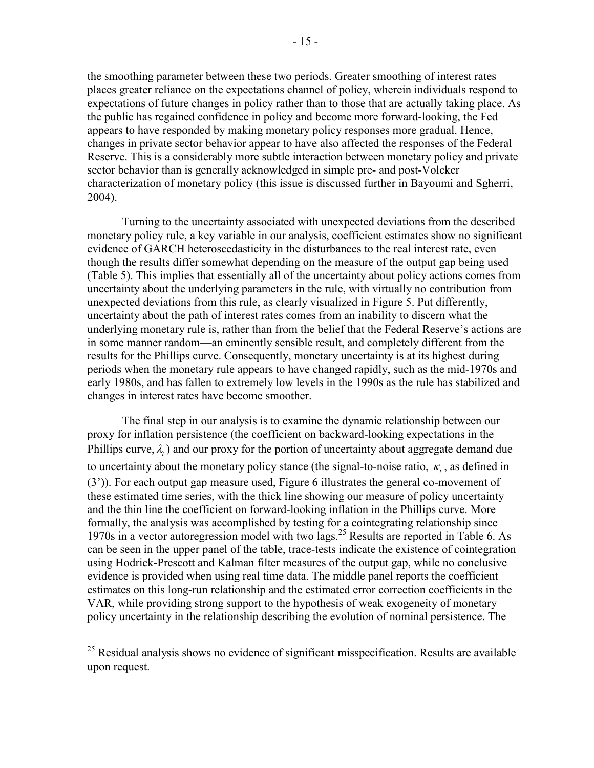the smoothing parameter between these two periods. Greater smoothing of interest rates places greater reliance on the expectations channel of policy, wherein individuals respond to expectations of future changes in policy rather than to those that are actually taking place. As the public has regained confidence in policy and become more forward-looking, the Fed appears to have responded by making monetary policy responses more gradual. Hence, changes in private sector behavior appear to have also affected the responses of the Federal Reserve. This is a considerably more subtle interaction between monetary policy and private sector behavior than is generally acknowledged in simple pre- and post-Volcker characterization of monetary policy (this issue is discussed further in Bayoumi and Sgherri, 2004).

Turning to the uncertainty associated with unexpected deviations from the described monetary policy rule, a key variable in our analysis, coefficient estimates show no significant evidence of GARCH heteroscedasticity in the disturbances to the real interest rate, even though the results differ somewhat depending on the measure of the output gap being used (Table 5). This implies that essentially all of the uncertainty about policy actions comes from uncertainty about the underlying parameters in the rule, with virtually no contribution from unexpected deviations from this rule, as clearly visualized in Figure 5. Put differently, uncertainty about the path of interest rates comes from an inability to discern what the underlying monetary rule is, rather than from the belief that the Federal Reserve's actions are in some manner random—an eminently sensible result, and completely different from the results for the Phillips curve. Consequently, monetary uncertainty is at its highest during periods when the monetary rule appears to have changed rapidly, such as the mid-1970s and early 1980s, and has fallen to extremely low levels in the 1990s as the rule has stabilized and changes in interest rates have become smoother.

The final step in our analysis is to examine the dynamic relationship between our proxy for inflation persistence (the coefficient on backward-looking expectations in the Phillips curve, $\lambda_t$) and our proxy for the portion of uncertainty about aggregate demand due to uncertainty about the monetary policy stance (the signal-to-noise ratio, $\kappa_t$, as defined in (3')). For each output gap measure used, Figure 6 illustrates the general co-movement of these estimated time series, with the thick line showing our measure of policy uncertainty and the thin line the coefficient on forward-looking inflation in the Phillips curve. More formally, the analysis was accomplished by testing for a cointegrating relationship since 1970s in a vector autoregression model with two lags.[25] Results are reported in Table 6. As can be seen in the upper panel of the table, trace-tests indicate the existence of cointegration using Hodrick-Prescott and Kalman filter measures of the output gap, while no conclusive evidence is provided when using real time data. The middle panel reports the coefficient estimates on this long-run relationship and the estimated error correction coefficients in the VAR, while providing strong support to the hypothesis of weak exogeneity of monetary policy uncertainty in the relationship describing the evolution of nominal persistence. The

[25] Residual analysis shows no evidence of significant misspecification. Results are available upon request.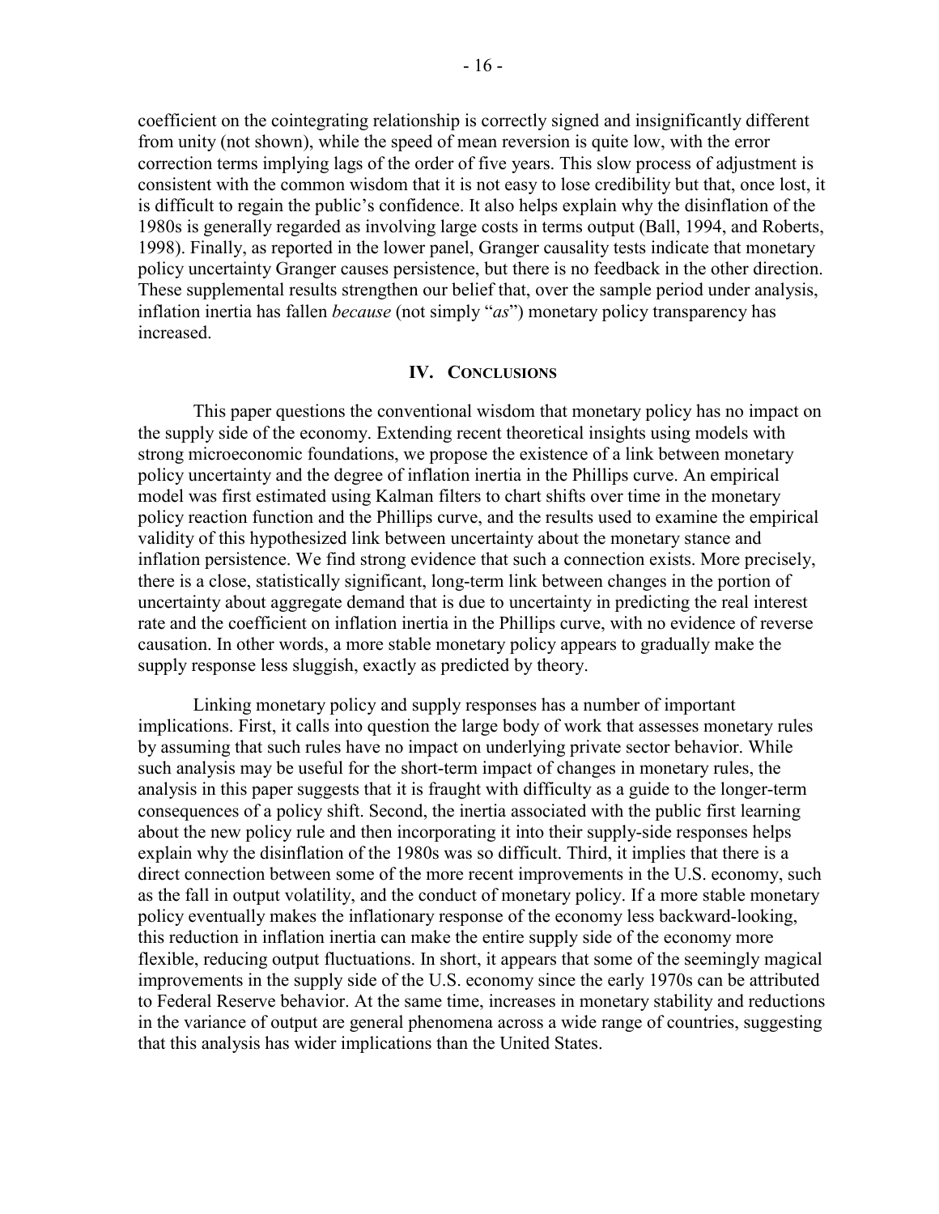coefficient on the cointegrating relationship is correctly signed and insignificantly different from unity (not shown), while the speed of mean reversion is quite low, with the error correction terms implying lags of the order of five years. This slow process of adjustment is consistent with the common wisdom that it is not easy to lose credibility but that, once lost, it is difficult to regain the public's confidence. It also helps explain why the disinflation of the 1980s is generally regarded as involving large costs in terms output (Ball, 1994, and Roberts, 1998). Finally, as reported in the lower panel, Granger causality tests indicate that monetary policy uncertainty Granger causes persistence, but there is no feedback in the other direction. These supplemental results strengthen our belief that, over the sample period under analysis, inflation inertia has fallen *because* (not simply "*as*") monetary policy transparency has increased.

## IV. Conclusions

This paper questions the conventional wisdom that monetary policy has no impact on the supply side of the economy. Extending recent theoretical insights using models with strong microeconomic foundations, we propose the existence of a link between monetary policy uncertainty and the degree of inflation inertia in the Phillips curve. An empirical model was first estimated using Kalman filters to chart shifts over time in the monetary policy reaction function and the Phillips curve, and the results used to examine the empirical validity of this hypothesized link between uncertainty about the monetary stance and inflation persistence. We find strong evidence that such a connection exists. More precisely, there is a close, statistically significant, long-term link between changes in the portion of uncertainty about aggregate demand that is due to uncertainty in predicting the real interest rate and the coefficient on inflation inertia in the Phillips curve, with no evidence of reverse causation. In other words, a more stable monetary policy appears to gradually make the supply response less sluggish, exactly as predicted by theory.

Linking monetary policy and supply responses has a number of important implications. First, it calls into question the large body of work that assesses monetary rules by assuming that such rules have no impact on underlying private sector behavior. While such analysis may be useful for the short-term impact of changes in monetary rules, the analysis in this paper suggests that it is fraught with difficulty as a guide to the longer-term consequences of a policy shift. Second, the inertia associated with the public first learning about the new policy rule and then incorporating it into their supply-side responses helps explain why the disinflation of the 1980s was so difficult. Third, it implies that there is a direct connection between some of the more recent improvements in the U.S. economy, such as the fall in output volatility, and the conduct of monetary policy. If a more stable monetary policy eventually makes the inflationary response of the economy less backward-looking, this reduction in inflation inertia can make the entire supply side of the economy more flexible, reducing output fluctuations. In short, it appears that some of the seemingly magical improvements in the supply side of the U.S. economy since the early 1970s can be attributed to Federal Reserve behavior. At the same time, increases in monetary stability and reductions in the variance of output are general phenomena across a wide range of countries, suggesting that this analysis has wider implications than the United States.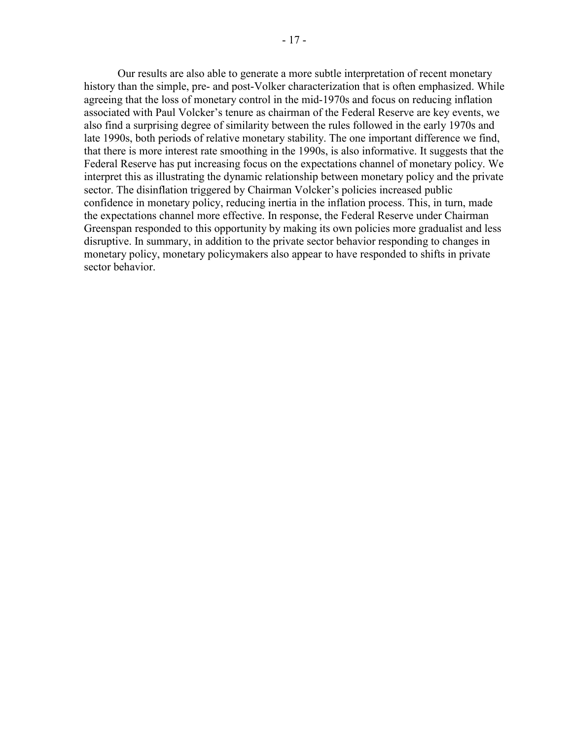Our results are also able to generate a more subtle interpretation of recent monetary history than the simple, pre- and post-Volker characterization that is often emphasized. While agreeing that the loss of monetary control in the mid-1970s and focus on reducing inflation associated with Paul Volcker's tenure as chairman of the Federal Reserve are key events, we also find a surprising degree of similarity between the rules followed in the early 1970s and late 1990s, both periods of relative monetary stability. The one important difference we find, that there is more interest rate smoothing in the 1990s, is also informative. It suggests that the Federal Reserve has put increasing focus on the expectations channel of monetary policy. We interpret this as illustrating the dynamic relationship between monetary policy and the private sector. The disinflation triggered by Chairman Volcker's policies increased public confidence in monetary policy, reducing inertia in the inflation process. This, in turn, made the expectations channel more effective. In response, the Federal Reserve under Chairman Greenspan responded to this opportunity by making its own policies more gradualist and less disruptive. In summary, in addition to the private sector behavior responding to changes in monetary policy, monetary policymakers also appear to have responded to shifts in private sector behavior.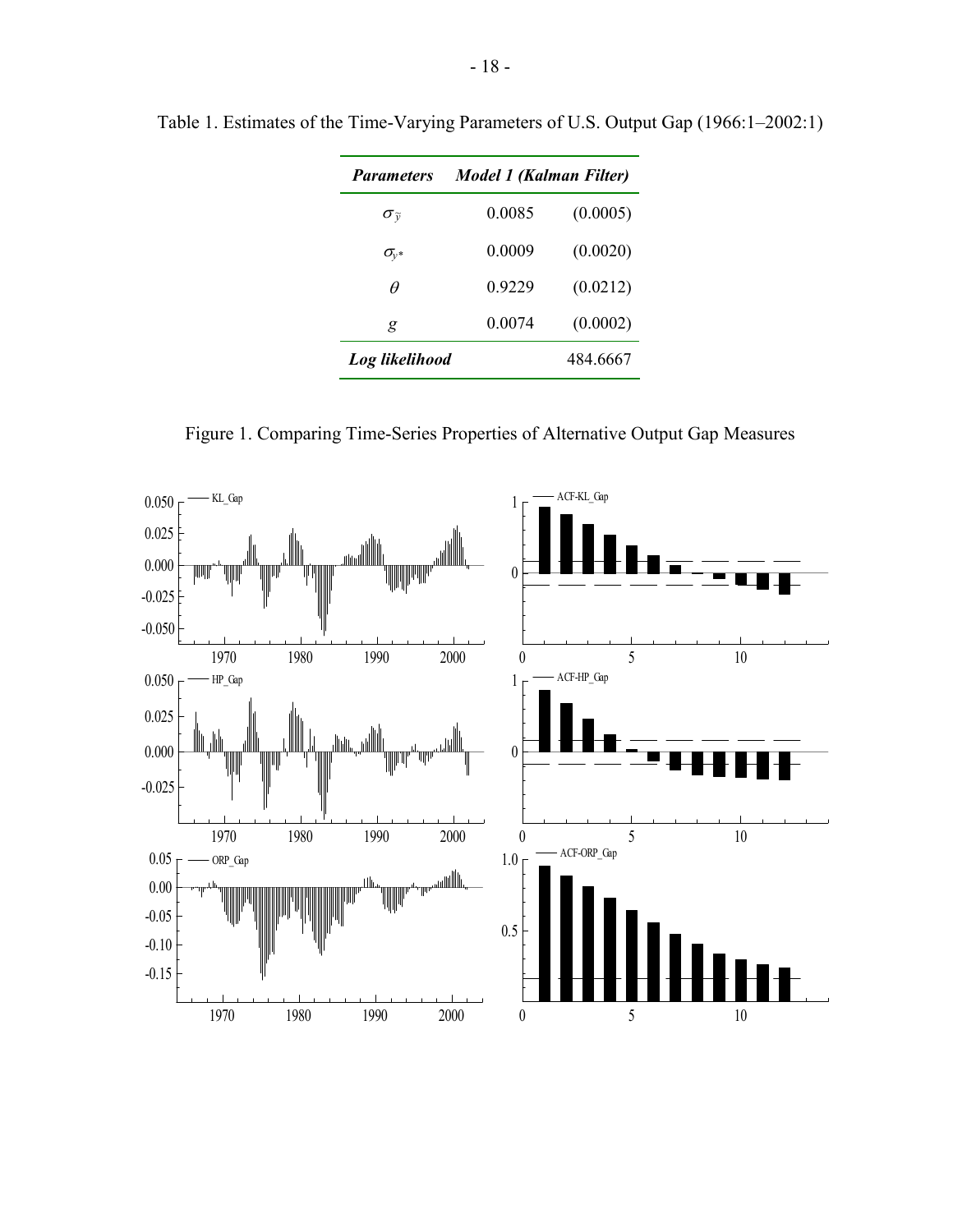Table 1. Estimates of the Time-Varying Parameters of U.S. Output Gap (1966:1–2002:1)

| ***Parameters*** | ***Model 1 (Kalman Filter)*** | |
|---|---|---|
| $\sigma_{\tilde{y}}$ | 0.0085 | (0.0005) |
| $\sigma_{y*}$ | 0.0009 | (0.0020) |
| $\theta$ | 0.9229 | (0.0212) |
| $g$ | 0.0074 | (0.0002) |
| ***Log likelihood*** | | 484.6667 |

Figure 1. Comparing Time-Series Properties of Alternative Output Gap Measures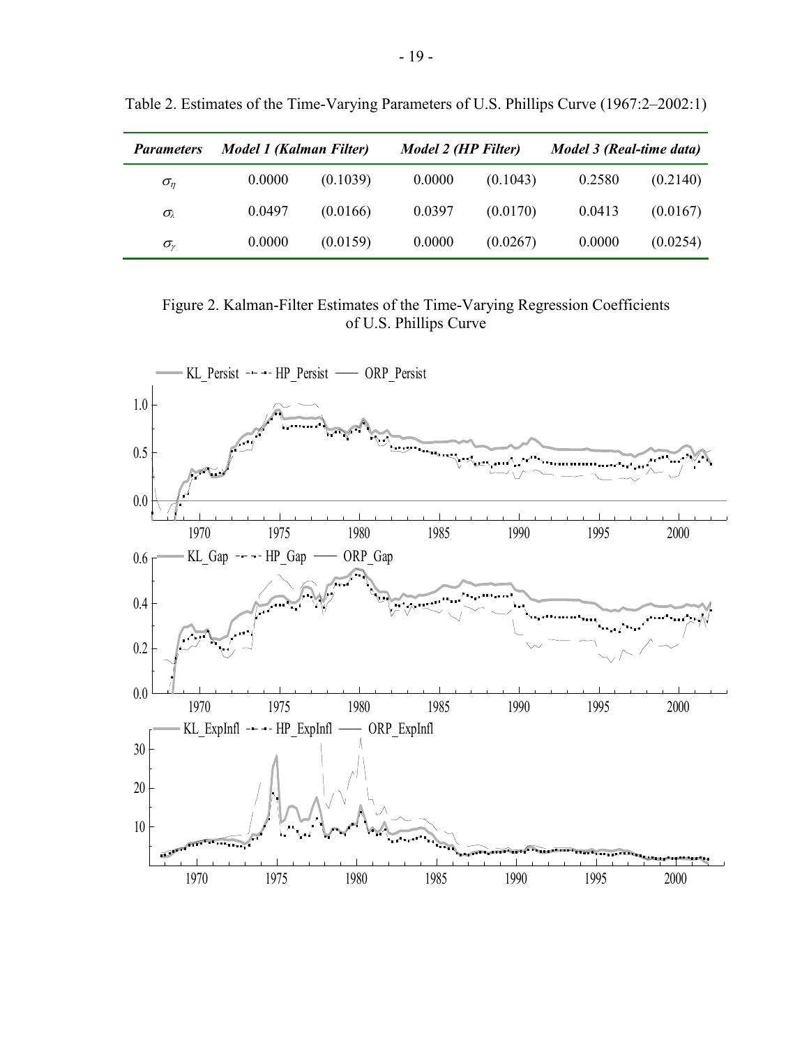Table 2. Estimates of the Time-Varying Parameters of U.S. Phillips Curve (1967:2–2002:1)

| ***Parameters*** | ***Model 1 (Kalman Filter)*** | | ***Model 2 (HP Filter)*** | | ***Model 3 (Real-time data)*** | |
|---|---|---|---|---|---|---|
| $\sigma_\eta$ | 0.0000 | (0.1039) | 0.0000 | (0.1043) | 0.2580 | (0.2140) |
| $\sigma_\lambda$ | 0.0497 | (0.0166) | 0.0397 | (0.0170) | 0.0413 | (0.0167) |
| $\sigma_\gamma$ | 0.0000 | (0.0159) | 0.0000 | (0.0267) | 0.0000 | (0.0254) |

Figure 2. Kalman-Filter Estimates of the Time-Varying Regression Coefficients of U.S. Phillips Curve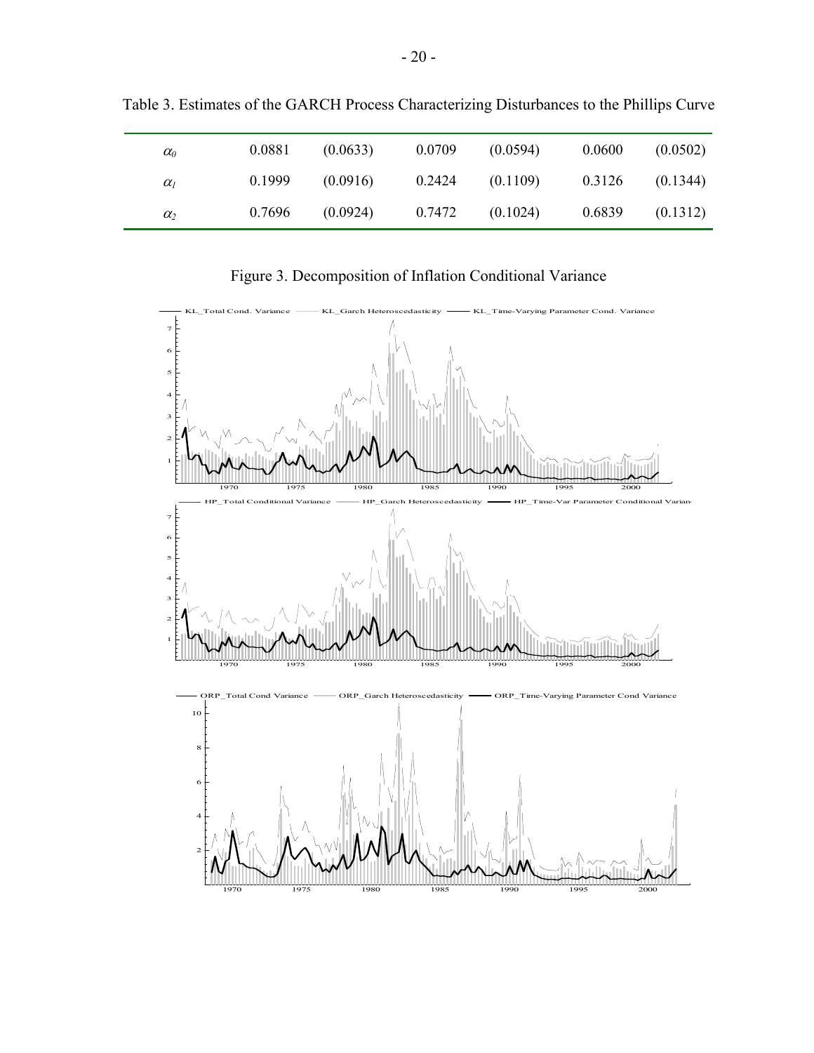Table 3. Estimates of the GARCH Process Characterizing Disturbances to the Phillips Curve

| | | | | | | |
|---|---|---|---|---|---|---|
| $\alpha_0$ | 0.0881 | (0.0633) | 0.0709 | (0.0594) | 0.0600 | (0.0502) |
| $\alpha_1$ | 0.1999 | (0.0916) | 0.2424 | (0.1109) | 0.3126 | (0.1344) |
| $\alpha_2$ | 0.7696 | (0.0924) | 0.7472 | (0.1024) | 0.6839 | (0.1312) |

Figure 3. Decomposition of Inflation Conditional Variance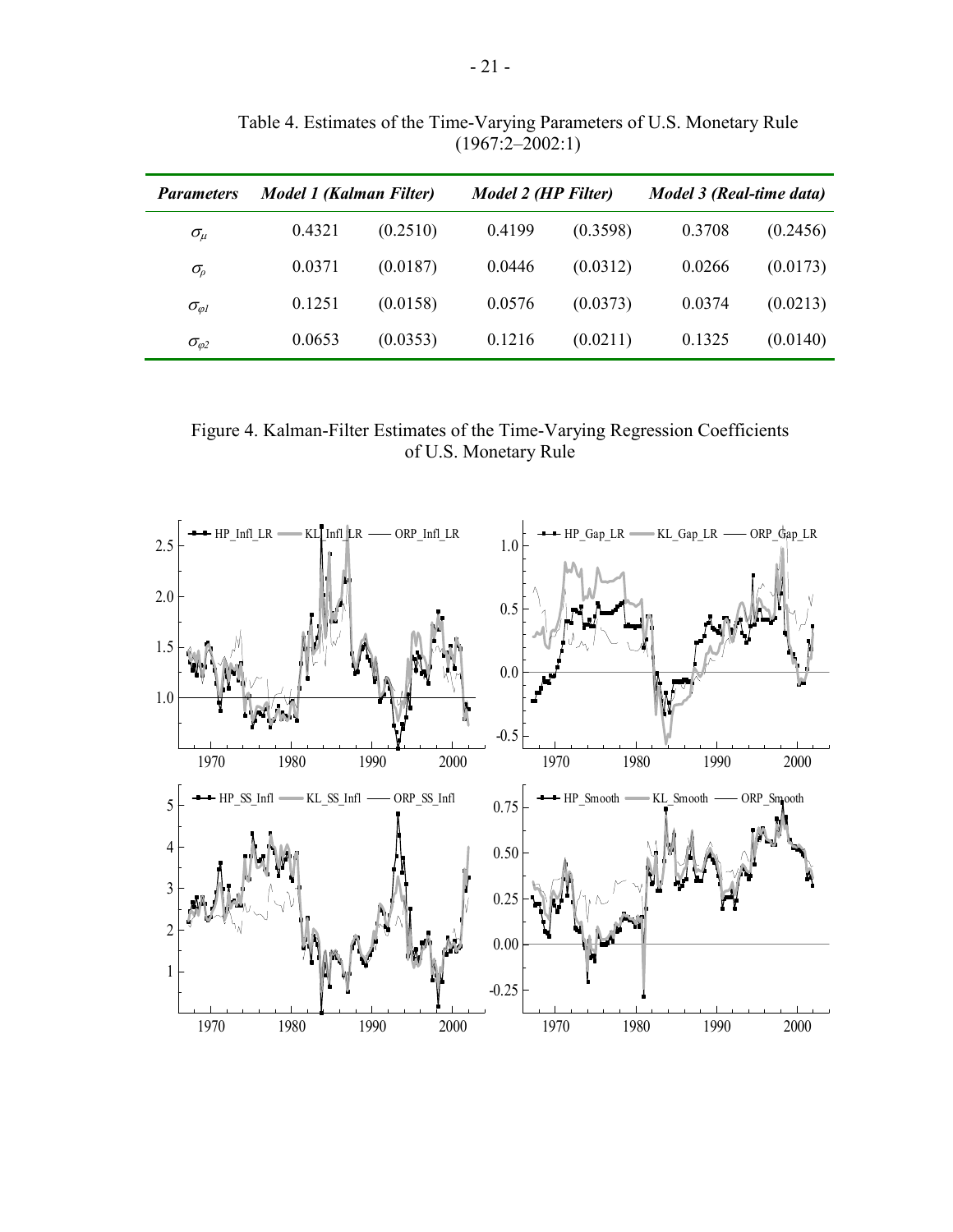Table 4. Estimates of the Time-Varying Parameters of U.S. Monetary Rule (1967:2–2002:1)

| ***Parameters*** | ***Model 1 (Kalman Filter)*** | | ***Model 2 (HP Filter)*** | | ***Model 3 (Real-time data)*** | |
|---|---|---|---|---|---|---|
| $\sigma_{\mu}$ | 0.4321 | (0.2510) | 0.4199 | (0.3598) | 0.3708 | (0.2456) |
| $\sigma_{\rho}$ | 0.0371 | (0.0187) | 0.0446 | (0.0312) | 0.0266 | (0.0173) |
| $\sigma_{\varphi 1}$ | 0.1251 | (0.0158) | 0.0576 | (0.0373) | 0.0374 | (0.0213) |
| $\sigma_{\varphi 2}$ | 0.0653 | (0.0353) | 0.1216 | (0.0211) | 0.1325 | (0.0140) |

Figure 4. Kalman-Filter Estimates of the Time-Varying Regression Coefficients of U.S. Monetary Rule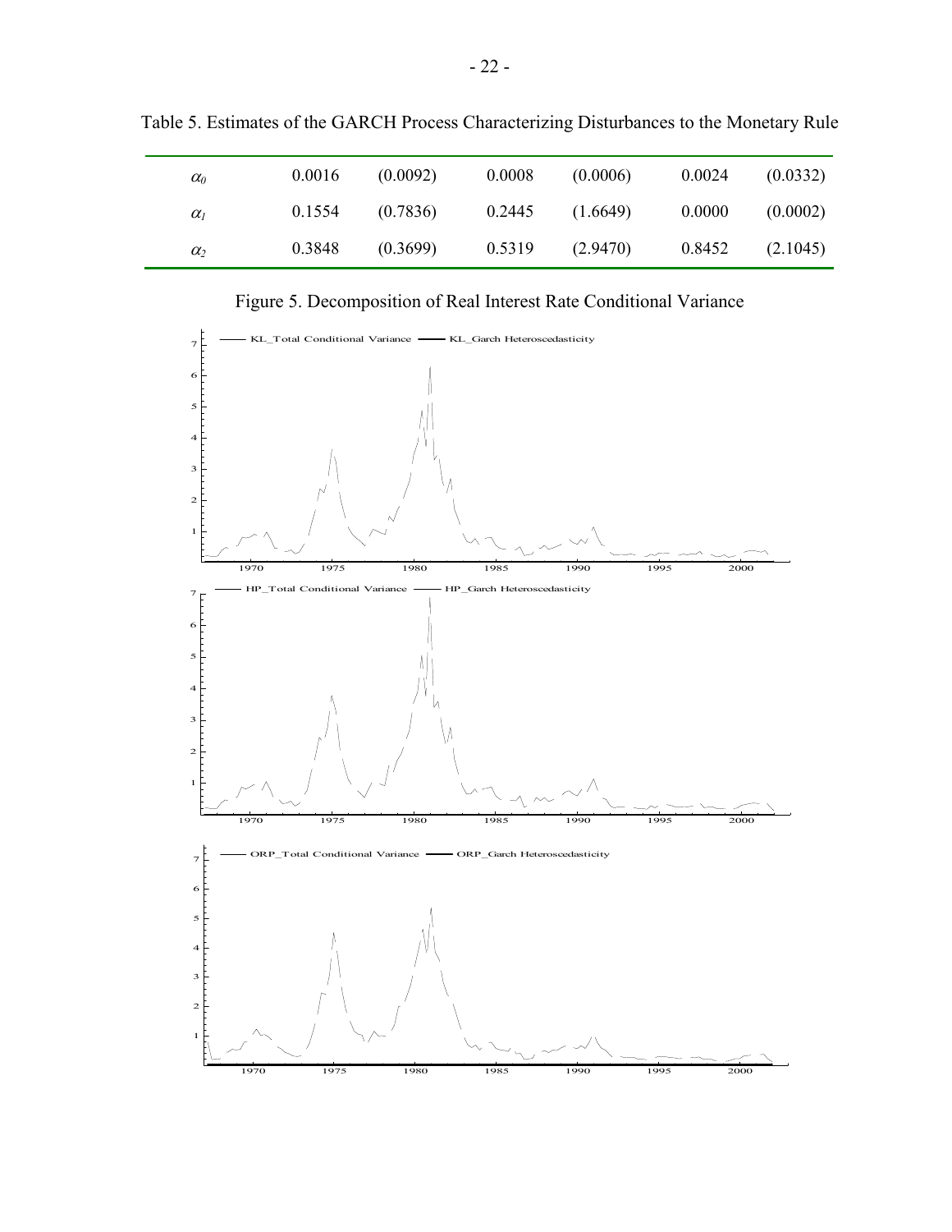Table 5. Estimates of the GARCH Process Characterizing Disturbances to the Monetary Rule

| | | | | | | |
|---|---|---|---|---|---|---|
| $\alpha_0$ | 0.0016 | (0.0092) | 0.0008 | (0.0006) | 0.0024 | (0.0332) |
| $\alpha_1$ | 0.1554 | (0.7836) | 0.2445 | (1.6649) | 0.0000 | (0.0002) |
| $\alpha_2$ | 0.3848 | (0.3699) | 0.5319 | (2.9470) | 0.8452 | (2.1045) |

Figure 5. Decomposition of Real Interest Rate Conditional Variance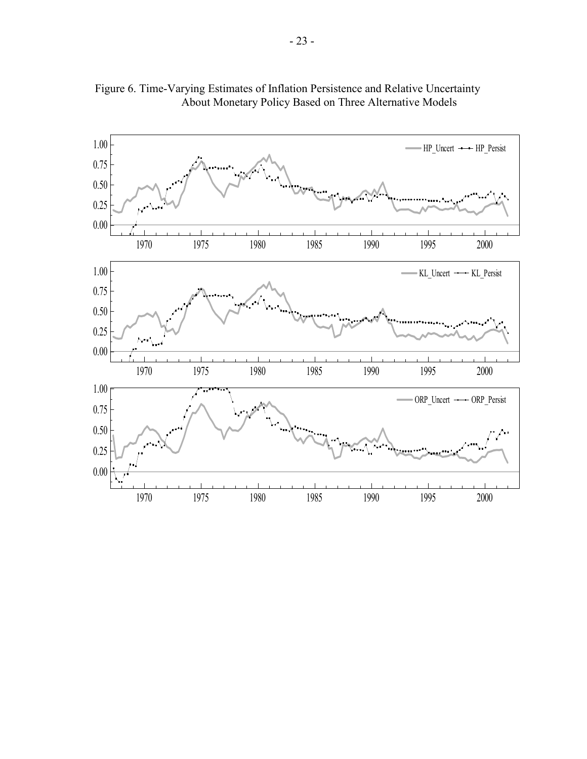Figure 6. Time-Varying Estimates of Inflation Persistence and Relative Uncertainty About Monetary Policy Based on Three Alternative Models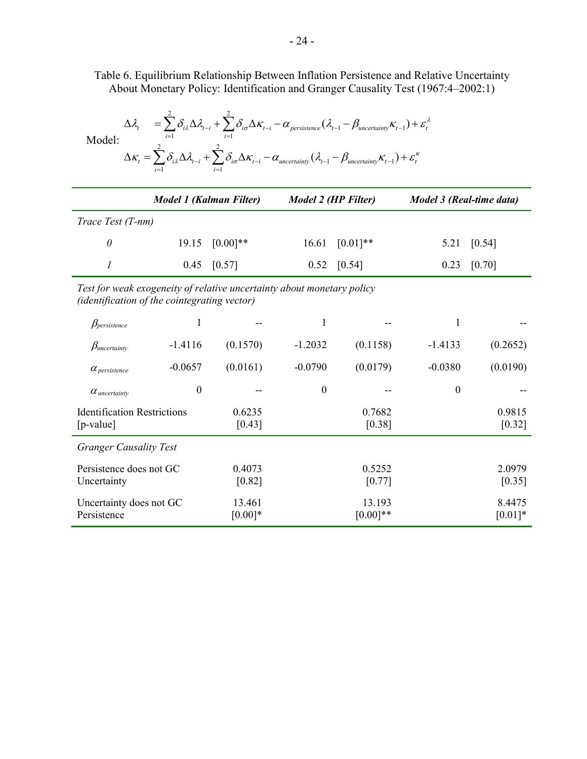Table 6. Equilibrium Relationship Between Inflation Persistence and Relative Uncertainty About Monetary Policy: Identification and Granger Causality Test (1967:4–2002:1)

Model:

$$\Delta\lambda_t = \sum_{i=1}^{2}\delta_{i\lambda}\Delta\lambda_{t-i} + \sum_{i=1}^{2}\delta_{i\sigma}\Delta\kappa_{t-i} - \alpha_{persistence}(\lambda_{t-1} - \beta_{uncertainty}\kappa_{t-1}) + \varepsilon_t^{\lambda}$$

$$\Delta\kappa_t = \sum_{i=1}^{2}\delta_{i\lambda}\Delta\lambda_{t-i} + \sum_{i=1}^{2}\delta_{i\sigma}\Delta\kappa_{t-i} - \alpha_{uncertainty}(\lambda_{t-1} - \beta_{uncertainty}\kappa_{t-1}) + \varepsilon_t^{\kappa}$$

| | ***Model 1 (Kalman Filter)*** | | ***Model 2 (HP Filter)*** | | ***Model 3 (Real-time data)*** | |
|---|---|---|---|---|---|---|
| *Trace Test (T-nm)* | | | | | | |
| *0* | 19.15 | [0.00]** | 16.61 | [0.01]** | 5.21 | [0.54] |
| *1* | 0.45 | [0.57] | 0.52 | [0.54] | 0.23 | [0.70] |
| *Test for weak exogeneity of relative uncertainty about monetary policy (identification of the cointegrating vector)* | | | | | | |
| $\beta_{persistence}$ | 1 | -- | 1 | -- | 1 | -- |
| $\beta_{uncertainty}$ | -1.4116 | (0.1570) | -1.2032 | (0.1158) | -1.4133 | (0.2652) |
| $\alpha_{persistence}$ | -0.0657 | (0.0161) | -0.0790 | (0.0179) | -0.0380 | (0.0190) |
| $\alpha_{uncertainty}$ | 0 | -- | 0 | -- | 0 | -- |
| Identification Restrictions [p-value] | | 0.6235 [0.43] | | 0.7682 [0.38] | | 0.9815 [0.32] |
| *Granger Causality Test* | | | | | | |
| Persistence does not GC Uncertainty | | 0.4073 [0.82] | | 0.5252 [0.77] | | 2.0979 [0.35] |
| Uncertainty does not GC Persistence | | 13.461 [0.00]* | | 13.193 [0.00]** | | 8.4475 [0.01]* |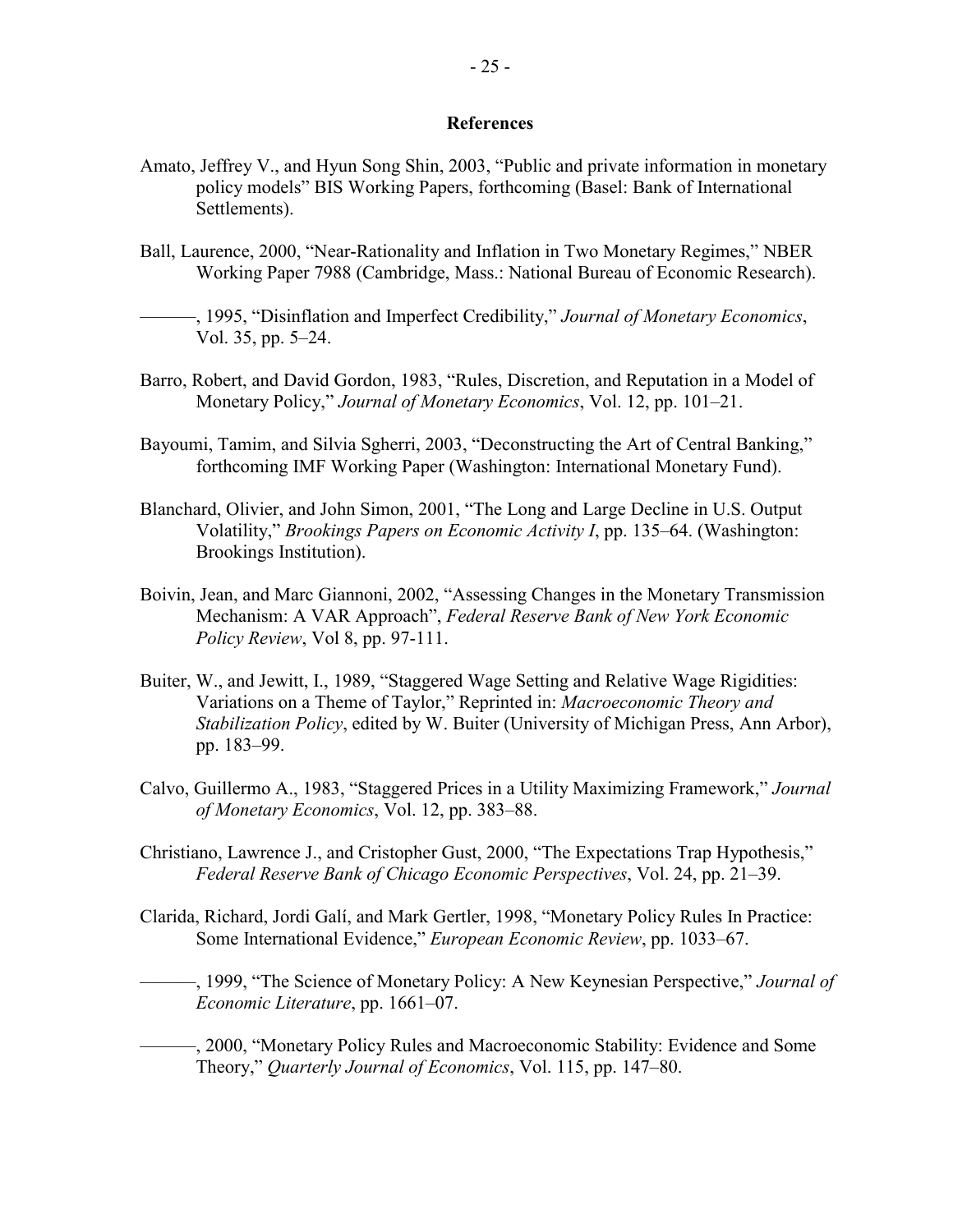## References

Amato, Jeffrey V., and Hyun Song Shin, 2003, "Public and private information in monetary policy models" BIS Working Papers, forthcoming (Basel: Bank of International Settlements).

Ball, Laurence, 2000, "Near-Rationality and Inflation in Two Monetary Regimes," NBER Working Paper 7988 (Cambridge, Mass.: National Bureau of Economic Research).

———, 1995, "Disinflation and Imperfect Credibility," *Journal of Monetary Economics*, Vol. 35, pp. 5–24.

Barro, Robert, and David Gordon, 1983, "Rules, Discretion, and Reputation in a Model of Monetary Policy," *Journal of Monetary Economics*, Vol. 12, pp. 101–21.

Bayoumi, Tamim, and Silvia Sgherri, 2003, "Deconstructing the Art of Central Banking," forthcoming IMF Working Paper (Washington: International Monetary Fund).

Blanchard, Olivier, and John Simon, 2001, "The Long and Large Decline in U.S. Output Volatility," *Brookings Papers on Economic Activity I*, pp. 135–64. (Washington: Brookings Institution).

Boivin, Jean, and Marc Giannoni, 2002, "Assessing Changes in the Monetary Transmission Mechanism: A VAR Approach", *Federal Reserve Bank of New York Economic Policy Review*, Vol 8, pp. 97-111.

Buiter, W., and Jewitt, I., 1989, "Staggered Wage Setting and Relative Wage Rigidities: Variations on a Theme of Taylor," Reprinted in: *Macroeconomic Theory and Stabilization Policy*, edited by W. Buiter (University of Michigan Press, Ann Arbor), pp. 183–99.

Calvo, Guillermo A., 1983, "Staggered Prices in a Utility Maximizing Framework," *Journal of Monetary Economics*, Vol. 12, pp. 383–88.

Christiano, Lawrence J., and Cristopher Gust, 2000, "The Expectations Trap Hypothesis," *Federal Reserve Bank of Chicago Economic Perspectives*, Vol. 24, pp. 21–39.

Clarida, Richard, Jordi Galí, and Mark Gertler, 1998, "Monetary Policy Rules In Practice: Some International Evidence," *European Economic Review*, pp. 1033–67.

———, 1999, "The Science of Monetary Policy: A New Keynesian Perspective," *Journal of Economic Literature*, pp. 1661–07.

———, 2000, "Monetary Policy Rules and Macroeconomic Stability: Evidence and Some Theory," *Quarterly Journal of Economics*, Vol. 115, pp. 147–80.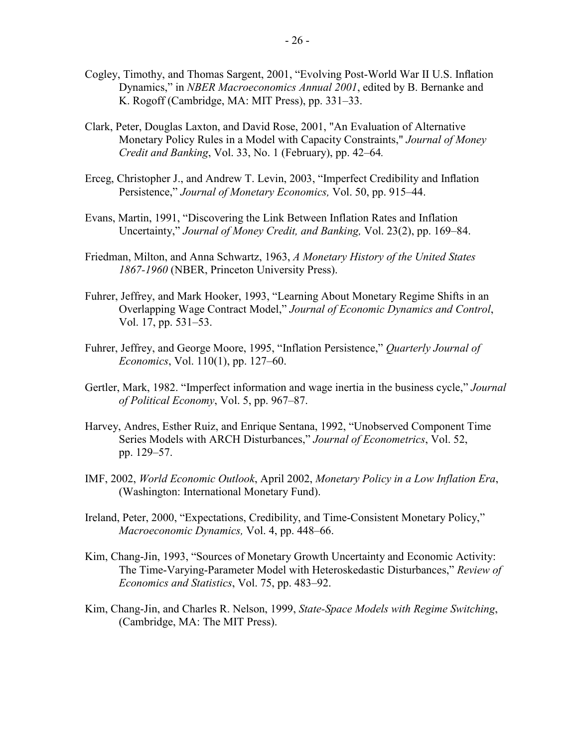Cogley, Timothy, and Thomas Sargent, 2001, "Evolving Post-World War II U.S. Inflation Dynamics," in *NBER Macroeconomics Annual 2001*, edited by B. Bernanke and K. Rogoff (Cambridge, MA: MIT Press), pp. 331–33.

Clark, Peter, Douglas Laxton, and David Rose, 2001, "An Evaluation of Alternative Monetary Policy Rules in a Model with Capacity Constraints," *Journal of Money Credit and Banking*, Vol. 33, No. 1 (February), pp. 42–64*.*

Erceg, Christopher J., and Andrew T. Levin, 2003, "Imperfect Credibility and Inflation Persistence," *Journal of Monetary Economics,* Vol. 50, pp. 915–44.

Evans, Martin, 1991, "Discovering the Link Between Inflation Rates and Inflation Uncertainty," *Journal of Money Credit, and Banking,* Vol. 23(2), pp. 169–84.

Friedman, Milton, and Anna Schwartz, 1963, *A Monetary History of the United States 1867-1960* (NBER, Princeton University Press).

Fuhrer, Jeffrey, and Mark Hooker, 1993, "Learning About Monetary Regime Shifts in an Overlapping Wage Contract Model," *Journal of Economic Dynamics and Control*, Vol. 17, pp. 531–53.

Fuhrer, Jeffrey, and George Moore, 1995, "Inflation Persistence," *Quarterly Journal of Economics*, Vol. 110(1), pp. 127–60.

Gertler, Mark, 1982. "Imperfect information and wage inertia in the business cycle," *Journal of Political Economy*, Vol. 5, pp. 967–87.

Harvey, Andres, Esther Ruiz, and Enrique Sentana, 1992, "Unobserved Component Time Series Models with ARCH Disturbances," *Journal of Econometrics*, Vol. 52, pp. 129–57.

IMF, 2002, *World Economic Outlook*, April 2002, *Monetary Policy in a Low Inflation Era*, (Washington: International Monetary Fund).

Ireland, Peter, 2000, "Expectations, Credibility, and Time-Consistent Monetary Policy," *Macroeconomic Dynamics,* Vol. 4, pp. 448–66.

Kim, Chang-Jin, 1993, "Sources of Monetary Growth Uncertainty and Economic Activity: The Time-Varying-Parameter Model with Heteroskedastic Disturbances," *Review of Economics and Statistics*, Vol. 75, pp. 483–92.

Kim, Chang-Jin, and Charles R. Nelson, 1999, *State-Space Models with Regime Switching*, (Cambridge, MA: The MIT Press).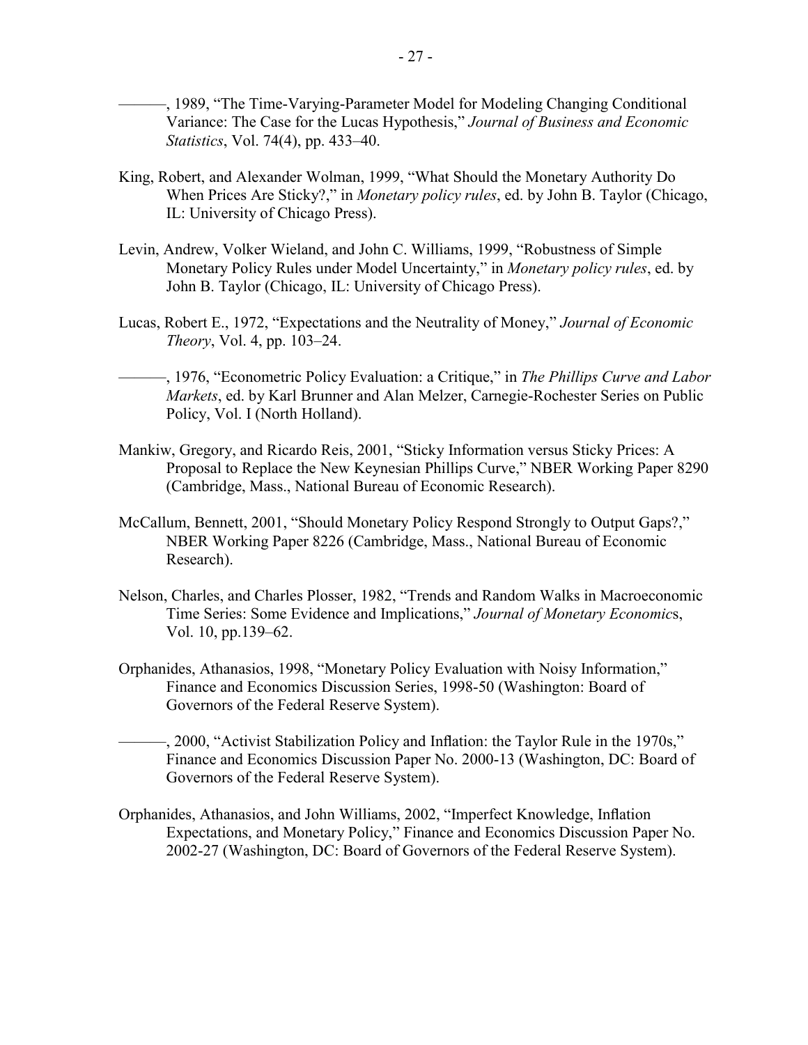———, 1989, "The Time-Varying-Parameter Model for Modeling Changing Conditional Variance: The Case for the Lucas Hypothesis," *Journal of Business and Economic Statistics*, Vol. 74(4), pp. 433–40.

King, Robert, and Alexander Wolman, 1999, "What Should the Monetary Authority Do When Prices Are Sticky?," in *Monetary policy rules*, ed. by John B. Taylor (Chicago, IL: University of Chicago Press).

Levin, Andrew, Volker Wieland, and John C. Williams, 1999, "Robustness of Simple Monetary Policy Rules under Model Uncertainty," in *Monetary policy rules*, ed. by John B. Taylor (Chicago, IL: University of Chicago Press).

Lucas, Robert E., 1972, "Expectations and the Neutrality of Money," *Journal of Economic Theory*, Vol. 4, pp. 103–24.

———, 1976, "Econometric Policy Evaluation: a Critique," in *The Phillips Curve and Labor Markets*, ed. by Karl Brunner and Alan Melzer, Carnegie-Rochester Series on Public Policy, Vol. I (North Holland).

Mankiw, Gregory, and Ricardo Reis, 2001, "Sticky Information versus Sticky Prices: A Proposal to Replace the New Keynesian Phillips Curve," NBER Working Paper 8290 (Cambridge, Mass., National Bureau of Economic Research).

McCallum, Bennett, 2001, "Should Monetary Policy Respond Strongly to Output Gaps?," NBER Working Paper 8226 (Cambridge, Mass., National Bureau of Economic Research).

Nelson, Charles, and Charles Plosser, 1982, "Trends and Random Walks in Macroeconomic Time Series: Some Evidence and Implications," *Journal of Monetary Economics*, Vol. 10, pp.139–62.

Orphanides, Athanasios, 1998, "Monetary Policy Evaluation with Noisy Information," Finance and Economics Discussion Series, 1998-50 (Washington: Board of Governors of the Federal Reserve System).

———, 2000, "Activist Stabilization Policy and Inflation: the Taylor Rule in the 1970s," Finance and Economics Discussion Paper No. 2000-13 (Washington, DC: Board of Governors of the Federal Reserve System).

Orphanides, Athanasios, and John Williams, 2002, "Imperfect Knowledge, Inflation Expectations, and Monetary Policy," Finance and Economics Discussion Paper No. 2002-27 (Washington, DC: Board of Governors of the Federal Reserve System).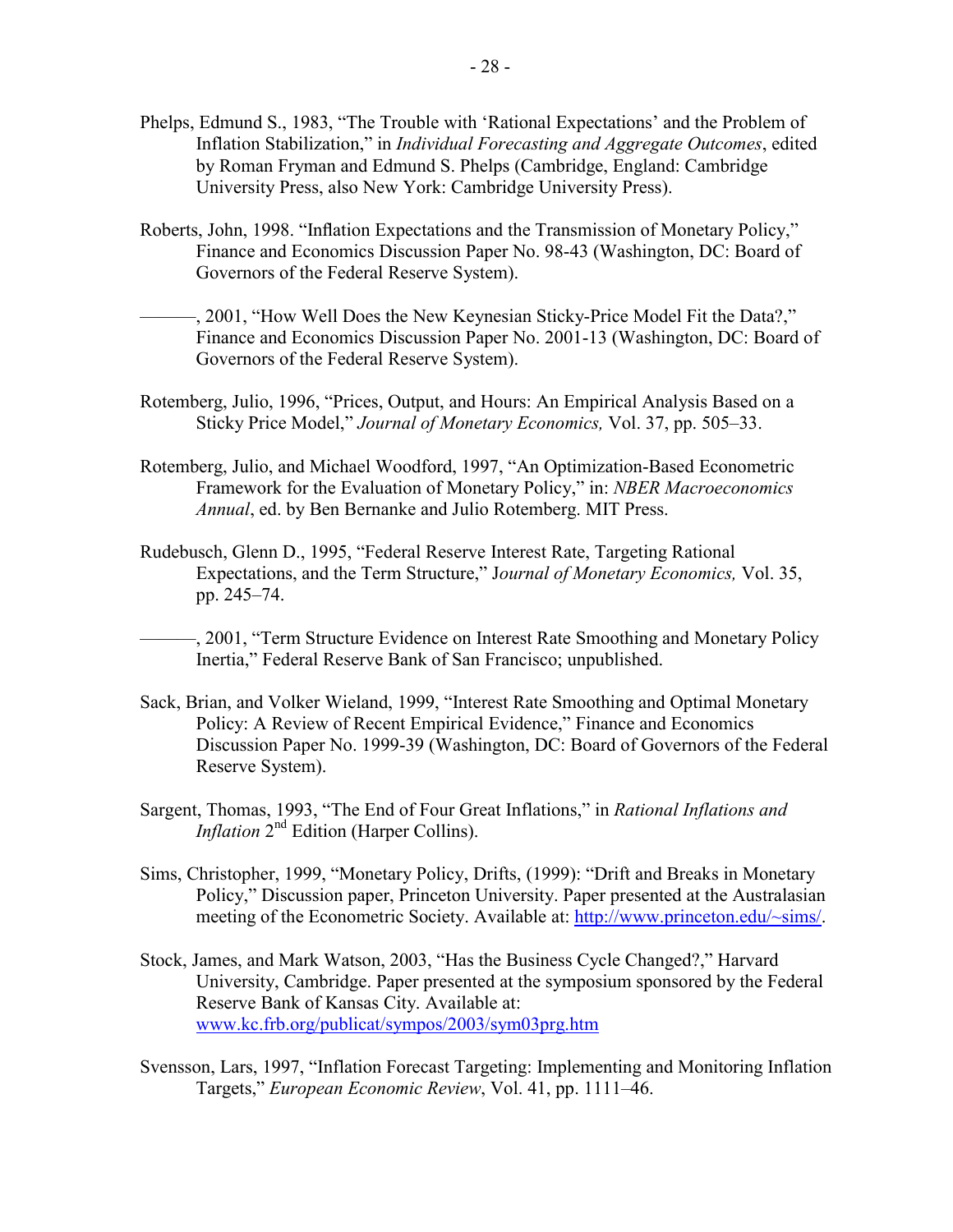Phelps, Edmund S., 1983, "The Trouble with 'Rational Expectations' and the Problem of Inflation Stabilization," in *Individual Forecasting and Aggregate Outcomes*, edited by Roman Fryman and Edmund S. Phelps (Cambridge, England: Cambridge University Press, also New York: Cambridge University Press).

Roberts, John, 1998. "Inflation Expectations and the Transmission of Monetary Policy," Finance and Economics Discussion Paper No. 98-43 (Washington, DC: Board of Governors of the Federal Reserve System).

———, 2001, "How Well Does the New Keynesian Sticky-Price Model Fit the Data?," Finance and Economics Discussion Paper No. 2001-13 (Washington, DC: Board of Governors of the Federal Reserve System).

Rotemberg, Julio, 1996, "Prices, Output, and Hours: An Empirical Analysis Based on a Sticky Price Model," *Journal of Monetary Economics,* Vol. 37, pp. 505–33.

Rotemberg, Julio, and Michael Woodford, 1997, "An Optimization-Based Econometric Framework for the Evaluation of Monetary Policy," in: *NBER Macroeconomics Annual*, ed. by Ben Bernanke and Julio Rotemberg. MIT Press.

Rudebusch, Glenn D., 1995, "Federal Reserve Interest Rate, Targeting Rational Expectations, and the Term Structure," J*ournal of Monetary Economics,* Vol. 35, pp. 245–74.

———, 2001, "Term Structure Evidence on Interest Rate Smoothing and Monetary Policy Inertia," Federal Reserve Bank of San Francisco; unpublished.

Sack, Brian, and Volker Wieland, 1999, "Interest Rate Smoothing and Optimal Monetary Policy: A Review of Recent Empirical Evidence," Finance and Economics Discussion Paper No. 1999-39 (Washington, DC: Board of Governors of the Federal Reserve System).

Sargent, Thomas, 1993, "The End of Four Great Inflations," in *Rational Inflations and Inflation* 2nd Edition (Harper Collins).

Sims, Christopher, 1999, "Monetary Policy, Drifts, (1999): "Drift and Breaks in Monetary Policy," Discussion paper, Princeton University. Paper presented at the Australasian meeting of the Econometric Society. Available at: http://www.princeton.edu/~sims/.

Stock, James, and Mark Watson, 2003, "Has the Business Cycle Changed?," Harvard University, Cambridge. Paper presented at the symposium sponsored by the Federal Reserve Bank of Kansas City. Available at: www.kc.frb.org/publicat/sympos/2003/sym03prg.htm

Svensson, Lars, 1997, "Inflation Forecast Targeting: Implementing and Monitoring Inflation Targets," *European Economic Review*, Vol. 41, pp. 1111–46.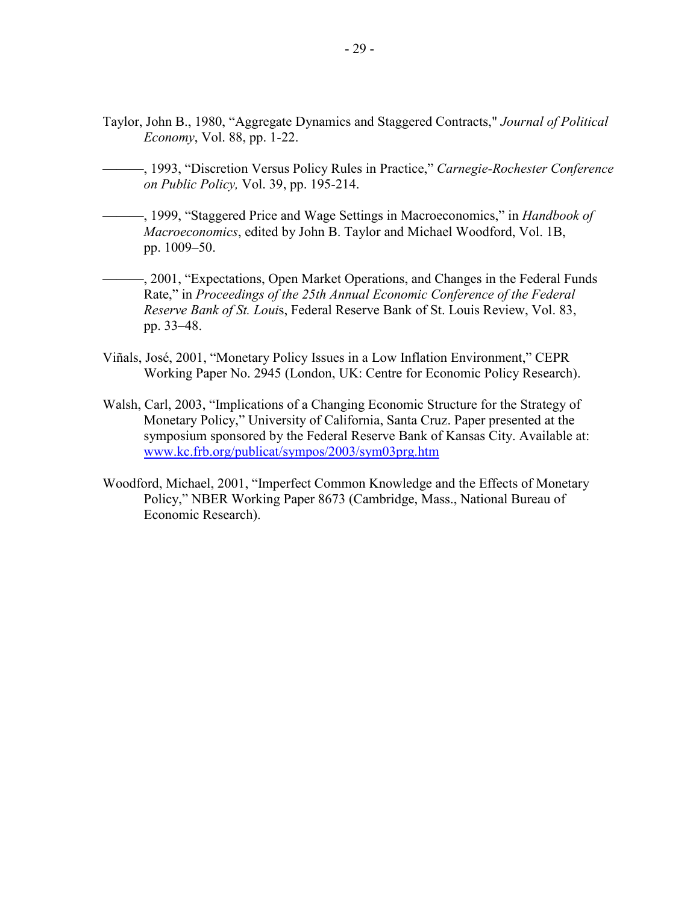Taylor, John B., 1980, "Aggregate Dynamics and Staggered Contracts," *Journal of Political Economy*, Vol. 88, pp. 1-22.

———, 1993, "Discretion Versus Policy Rules in Practice," *Carnegie-Rochester Conference on Public Policy,* Vol. 39, pp. 195-214.

———, 1999, "Staggered Price and Wage Settings in Macroeconomics," in *Handbook of Macroeconomics*, edited by John B. Taylor and Michael Woodford, Vol. 1B, pp. 1009–50.

———, 2001, "Expectations, Open Market Operations, and Changes in the Federal Funds Rate," in *Proceedings of the 25th Annual Economic Conference of the Federal Reserve Bank of St. Loui*s, Federal Reserve Bank of St. Louis Review, Vol. 83, pp. 33–48.

Viñals, José, 2001, "Monetary Policy Issues in a Low Inflation Environment," CEPR Working Paper No. 2945 (London, UK: Centre for Economic Policy Research).

Walsh, Carl, 2003, "Implications of a Changing Economic Structure for the Strategy of Monetary Policy," University of California, Santa Cruz. Paper presented at the symposium sponsored by the Federal Reserve Bank of Kansas City. Available at: www.kc.frb.org/publicat/sympos/2003/sym03prg.htm

Woodford, Michael, 2001, "Imperfect Common Knowledge and the Effects of Monetary Policy," NBER Working Paper 8673 (Cambridge, Mass., National Bureau of Economic Research).